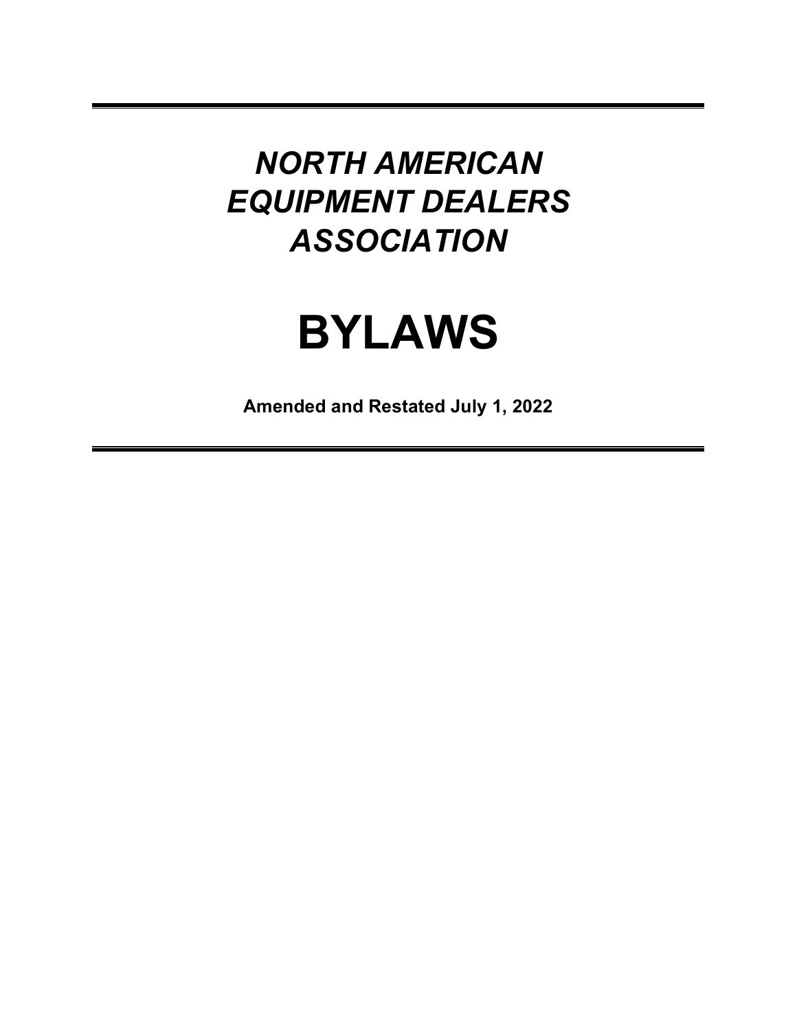# *NORTH AMERICAN EQUIPMENT DEALERS ASSOCIATION*

# BYLAWS

**Amended and Restated July 1, 2022**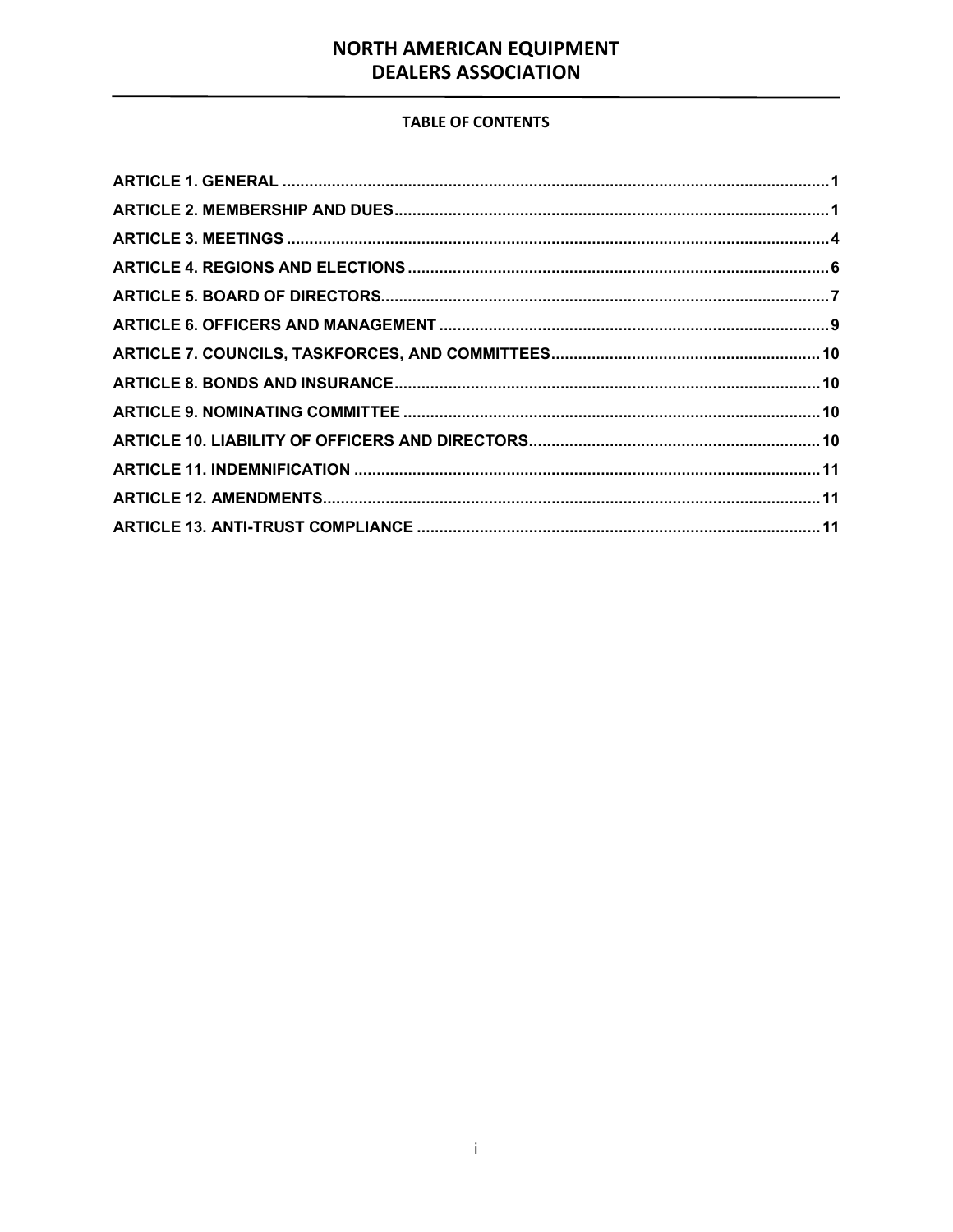# NORTH AMERICAN EQUIPMENT DEALERS ASSOCIATION

## TABLE OF CONTENTS

**ARTICLE 1. GENERAL** ........................................................................ 1

**ARTICLE 2. MEMBERSHIP AND DUES** ........................................................................ 1

**ARTICLE 3. MEETINGS** ........................................................................ 4

**ARTICLE 4. REGIONS AND ELECTIONS** ........................................................................ 6

**ARTICLE 5. BOARD OF DIRECTORS** ........................................................................ 7

**ARTICLE 6. OFFICERS AND MANAGEMENT** ........................................................................ 9

**ARTICLE 7. COUNCILS, TASKFORCES, AND COMMITTEES** ........................................................................ 10

**ARTICLE 8. BONDS AND INSURANCE** ........................................................................ 10

**ARTICLE 9. NOMINATING COMMITTEE** ........................................................................ 10

**ARTICLE 10. LIABILITY OF OFFICERS AND DIRECTORS** ........................................................................ 10

**ARTICLE 11. INDEMNIFICATION** ........................................................................ 11

**ARTICLE 12. AMENDMENTS** ........................................................................ 11

**ARTICLE 13. ANTI-TRUST COMPLIANCE** ........................................................................ 11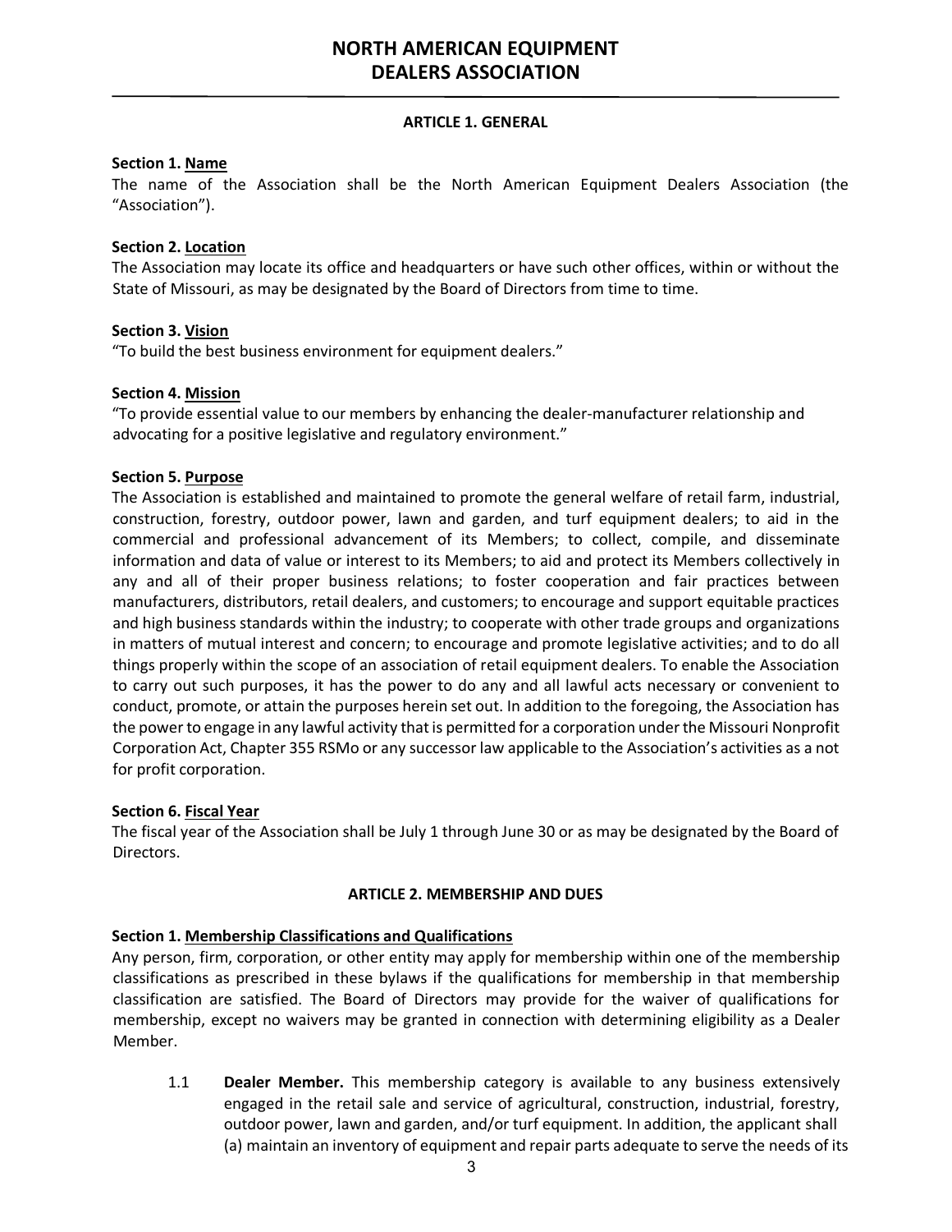# NORTH AMERICAN EQUIPMENT DEALERS ASSOCIATION

## ARTICLE 1. GENERAL

**Section 1. Name**
The name of the Association shall be the North American Equipment Dealers Association (the "Association").

**Section 2. Location**
The Association may locate its office and headquarters or have such other offices, within or without the State of Missouri, as may be designated by the Board of Directors from time to time.

**Section 3. Vision**
"To build the best business environment for equipment dealers."

**Section 4. Mission**
"To provide essential value to our members by enhancing the dealer-manufacturer relationship and advocating for a positive legislative and regulatory environment."

**Section 5. Purpose**
The Association is established and maintained to promote the general welfare of retail farm, industrial, construction, forestry, outdoor power, lawn and garden, and turf equipment dealers; to aid in the commercial and professional advancement of its Members; to collect, compile, and disseminate information and data of value or interest to its Members; to aid and protect its Members collectively in any and all of their proper business relations; to foster cooperation and fair practices between manufacturers, distributors, retail dealers, and customers; to encourage and support equitable practices and high business standards within the industry; to cooperate with other trade groups and organizations in matters of mutual interest and concern; to encourage and promote legislative activities; and to do all things properly within the scope of an association of retail equipment dealers. To enable the Association to carry out such purposes, it has the power to do any and all lawful acts necessary or convenient to conduct, promote, or attain the purposes herein set out. In addition to the foregoing, the Association has the power to engage in any lawful activity that is permitted for a corporation under the Missouri Nonprofit Corporation Act, Chapter 355 RSMo or any successor law applicable to the Association's activities as a not for profit corporation.

**Section 6. Fiscal Year**
The fiscal year of the Association shall be July 1 through June 30 or as may be designated by the Board of Directors.

## ARTICLE 2. MEMBERSHIP AND DUES

**Section 1. Membership Classifications and Qualifications**
Any person, firm, corporation, or other entity may apply for membership within one of the membership classifications as prescribed in these bylaws if the qualifications for membership in that membership classification are satisfied. The Board of Directors may provide for the waiver of qualifications for membership, except no waivers may be granted in connection with determining eligibility as a Dealer Member.

1.1 **Dealer Member.** This membership category is available to any business extensively engaged in the retail sale and service of agricultural, construction, industrial, forestry, outdoor power, lawn and garden, and/or turf equipment. In addition, the applicant shall (a) maintain an inventory of equipment and repair parts adequate to serve the needs of its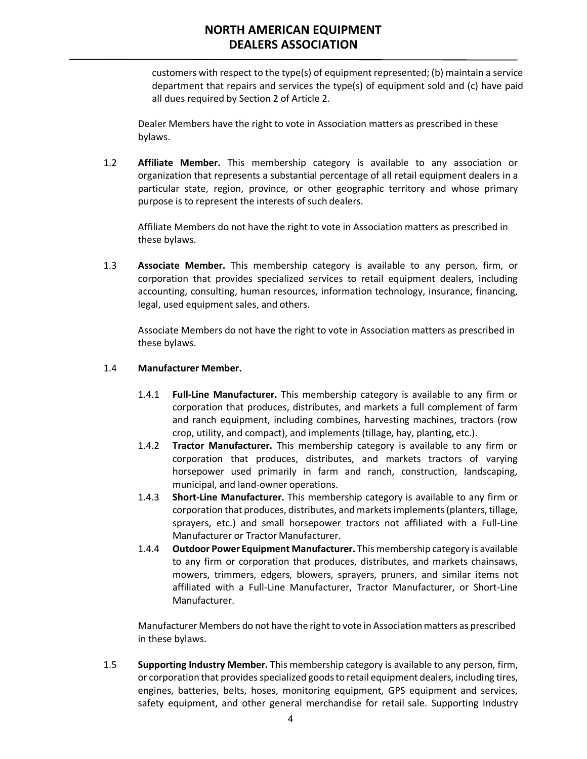customers with respect to the type(s) of equipment represented; (b) maintain a service department that repairs and services the type(s) of equipment sold and (c) have paid all dues required by Section 2 of Article 2.

Dealer Members have the right to vote in Association matters as prescribed in these bylaws.

1.2 **Affiliate Member.** This membership category is available to any association or organization that represents a substantial percentage of all retail equipment dealers in a particular state, region, province, or other geographic territory and whose primary purpose is to represent the interests of such dealers.

Affiliate Members do not have the right to vote in Association matters as prescribed in these bylaws.

1.3 **Associate Member.** This membership category is available to any person, firm, or corporation that provides specialized services to retail equipment dealers, including accounting, consulting, human resources, information technology, insurance, financing, legal, used equipment sales, and others.

Associate Members do not have the right to vote in Association matters as prescribed in these bylaws.

1.4 **Manufacturer Member.**

1.4.1 **Full-Line Manufacturer.** This membership category is available to any firm or corporation that produces, distributes, and markets a full complement of farm and ranch equipment, including combines, harvesting machines, tractors (row crop, utility, and compact), and implements (tillage, hay, planting, etc.).

1.4.2 **Tractor Manufacturer.** This membership category is available to any firm or corporation that produces, distributes, and markets tractors of varying horsepower used primarily in farm and ranch, construction, landscaping, municipal, and land-owner operations.

1.4.3 **Short-Line Manufacturer.** This membership category is available to any firm or corporation that produces, distributes, and markets implements (planters, tillage, sprayers, etc.) and small horsepower tractors not affiliated with a Full-Line Manufacturer or Tractor Manufacturer.

1.4.4 **Outdoor Power Equipment Manufacturer.** This membership category is available to any firm or corporation that produces, distributes, and markets chainsaws, mowers, trimmers, edgers, blowers, sprayers, pruners, and similar items not affiliated with a Full-Line Manufacturer, Tractor Manufacturer, or Short-Line Manufacturer.

Manufacturer Members do not have the right to vote in Association matters as prescribed in these bylaws.

1.5 **Supporting Industry Member.** This membership category is available to any person, firm, or corporation that provides specialized goods to retail equipment dealers, including tires, engines, batteries, belts, hoses, monitoring equipment, GPS equipment and services, safety equipment, and other general merchandise for retail sale. Supporting Industry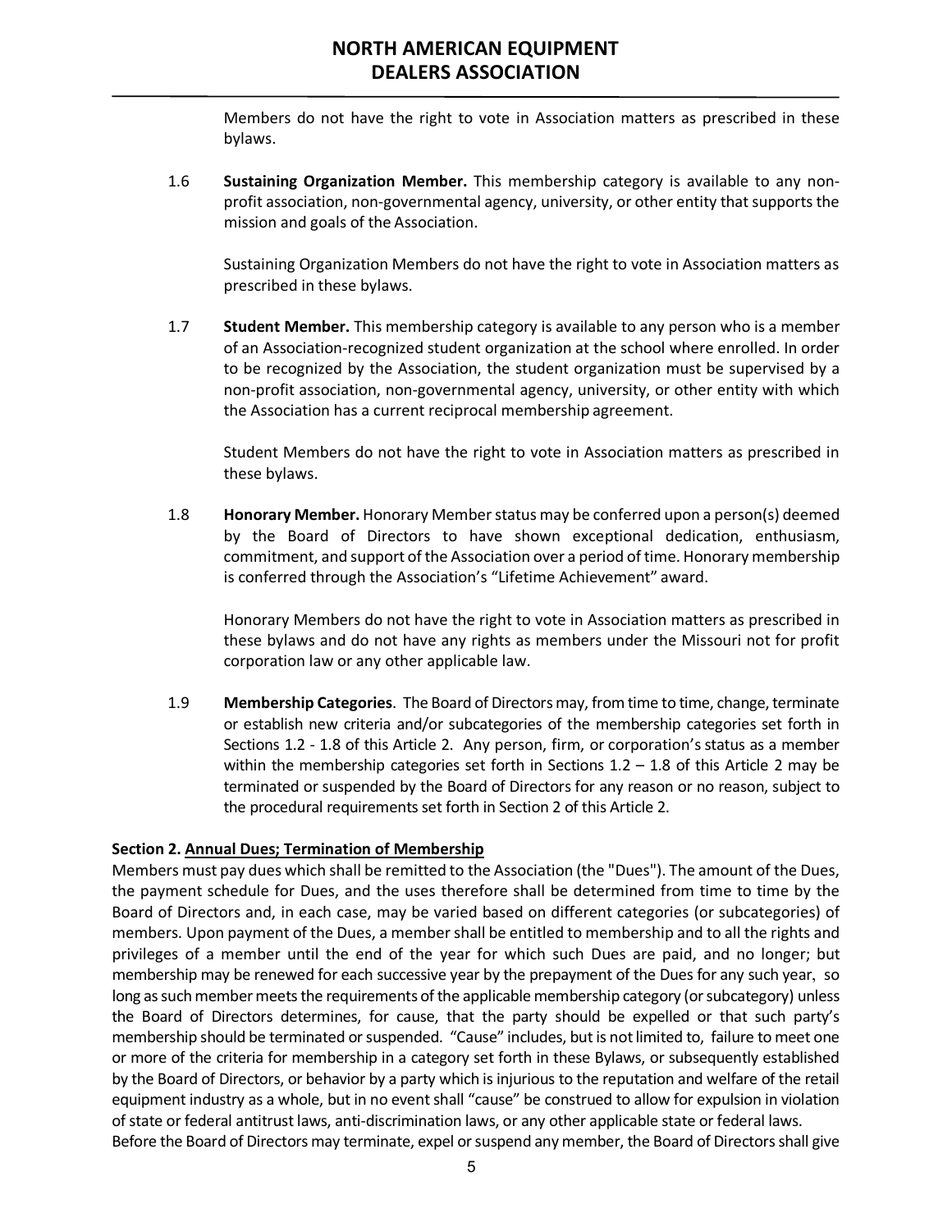Members do not have the right to vote in Association matters as prescribed in these bylaws.

1.6 **Sustaining Organization Member.** This membership category is available to any non-profit association, non-governmental agency, university, or other entity that supports the mission and goals of the Association.

Sustaining Organization Members do not have the right to vote in Association matters as prescribed in these bylaws.

1.7 **Student Member.** This membership category is available to any person who is a member of an Association-recognized student organization at the school where enrolled. In order to be recognized by the Association, the student organization must be supervised by a non-profit association, non-governmental agency, university, or other entity with which the Association has a current reciprocal membership agreement.

Student Members do not have the right to vote in Association matters as prescribed in these bylaws.

1.8 **Honorary Member.** Honorary Member status may be conferred upon a person(s) deemed by the Board of Directors to have shown exceptional dedication, enthusiasm, commitment, and support of the Association over a period of time. Honorary membership is conferred through the Association's "Lifetime Achievement" award.

Honorary Members do not have the right to vote in Association matters as prescribed in these bylaws and do not have any rights as members under the Missouri not for profit corporation law or any other applicable law.

1.9 **Membership Categories**. The Board of Directors may, from time to time, change, terminate or establish new criteria and/or subcategories of the membership categories set forth in Sections 1.2 - 1.8 of this Article 2. Any person, firm, or corporation's status as a member within the membership categories set forth in Sections 1.2 – 1.8 of this Article 2 may be terminated or suspended by the Board of Directors for any reason or no reason, subject to the procedural requirements set forth in Section 2 of this Article 2.

**Section 2. Annual Dues; Termination of Membership**

Members must pay dues which shall be remitted to the Association (the "Dues"). The amount of the Dues, the payment schedule for Dues, and the uses therefore shall be determined from time to time by the Board of Directors and, in each case, may be varied based on different categories (or subcategories) of members. Upon payment of the Dues, a member shall be entitled to membership and to all the rights and privileges of a member until the end of the year for which such Dues are paid, and no longer; but membership may be renewed for each successive year by the prepayment of the Dues for any such year, so long as such member meets the requirements of the applicable membership category (or subcategory) unless the Board of Directors determines, for cause, that the party should be expelled or that such party's membership should be terminated or suspended. "Cause" includes, but is not limited to, failure to meet one or more of the criteria for membership in a category set forth in these Bylaws, or subsequently established by the Board of Directors, or behavior by a party which is injurious to the reputation and welfare of the retail equipment industry as a whole, but in no event shall "cause" be construed to allow for expulsion in violation of state or federal antitrust laws, anti-discrimination laws, or any other applicable state or federal laws.

Before the Board of Directors may terminate, expel or suspend any member, the Board of Directors shall give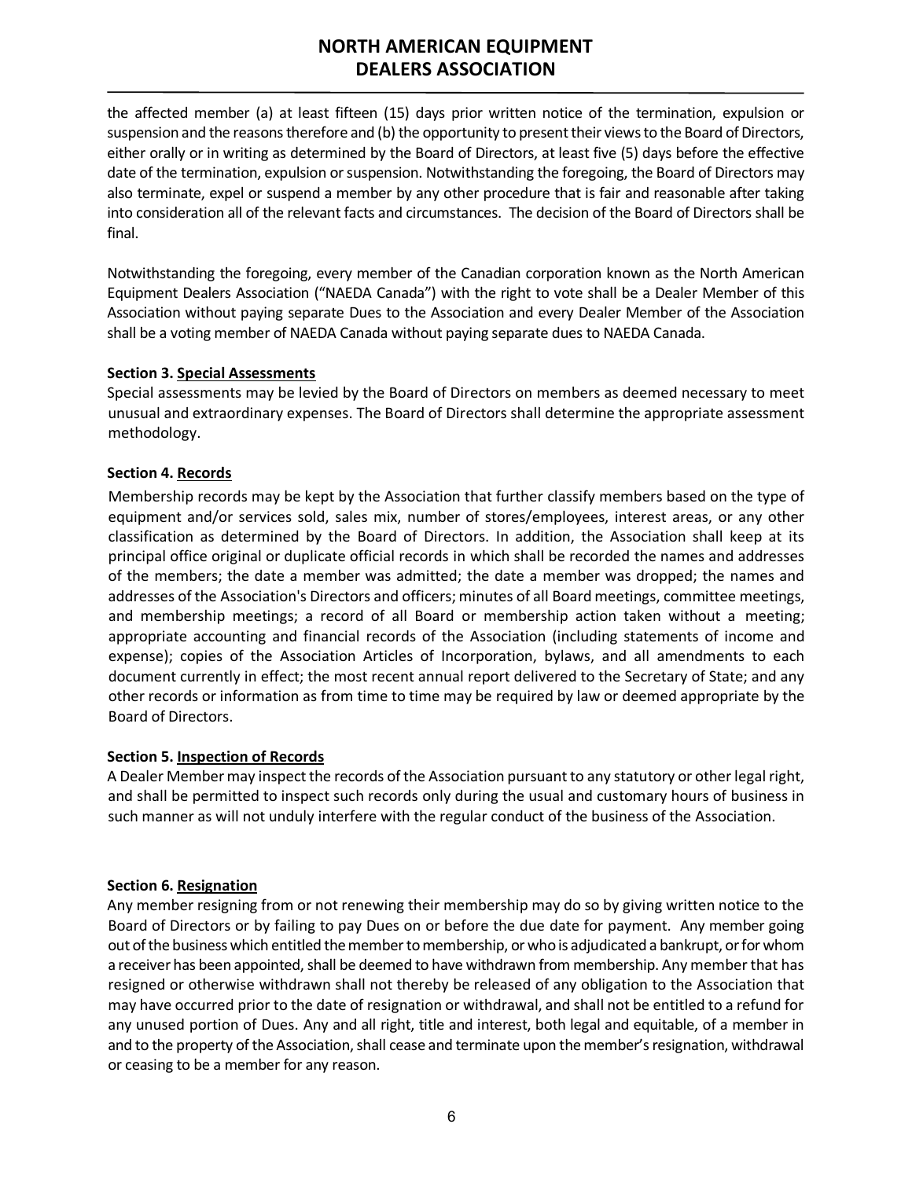the affected member (a) at least fifteen (15) days prior written notice of the termination, expulsion or suspension and the reasons therefore and (b) the opportunity to present their views to the Board of Directors, either orally or in writing as determined by the Board of Directors, at least five (5) days before the effective date of the termination, expulsion or suspension. Notwithstanding the foregoing, the Board of Directors may also terminate, expel or suspend a member by any other procedure that is fair and reasonable after taking into consideration all of the relevant facts and circumstances. The decision of the Board of Directors shall be final.

Notwithstanding the foregoing, every member of the Canadian corporation known as the North American Equipment Dealers Association ("NAEDA Canada") with the right to vote shall be a Dealer Member of this Association without paying separate Dues to the Association and every Dealer Member of the Association shall be a voting member of NAEDA Canada without paying separate dues to NAEDA Canada.

**Section 3. Special Assessments**

Special assessments may be levied by the Board of Directors on members as deemed necessary to meet unusual and extraordinary expenses. The Board of Directors shall determine the appropriate assessment methodology.

**Section 4. Records**

Membership records may be kept by the Association that further classify members based on the type of equipment and/or services sold, sales mix, number of stores/employees, interest areas, or any other classification as determined by the Board of Directors. In addition, the Association shall keep at its principal office original or duplicate official records in which shall be recorded the names and addresses of the members; the date a member was admitted; the date a member was dropped; the names and addresses of the Association's Directors and officers; minutes of all Board meetings, committee meetings, and membership meetings; a record of all Board or membership action taken without a meeting; appropriate accounting and financial records of the Association (including statements of income and expense); copies of the Association Articles of Incorporation, bylaws, and all amendments to each document currently in effect; the most recent annual report delivered to the Secretary of State; and any other records or information as from time to time may be required by law or deemed appropriate by the Board of Directors.

**Section 5. Inspection of Records**

A Dealer Member may inspect the records of the Association pursuant to any statutory or other legal right, and shall be permitted to inspect such records only during the usual and customary hours of business in such manner as will not unduly interfere with the regular conduct of the business of the Association.

**Section 6. Resignation**

Any member resigning from or not renewing their membership may do so by giving written notice to the Board of Directors or by failing to pay Dues on or before the due date for payment. Any member going out of the business which entitled the member to membership, or who is adjudicated a bankrupt, or for whom a receiver has been appointed, shall be deemed to have withdrawn from membership. Any member that has resigned or otherwise withdrawn shall not thereby be released of any obligation to the Association that may have occurred prior to the date of resignation or withdrawal, and shall not be entitled to a refund for any unused portion of Dues. Any and all right, title and interest, both legal and equitable, of a member in and to the property of the Association, shall cease and terminate upon the member's resignation, withdrawal or ceasing to be a member for any reason.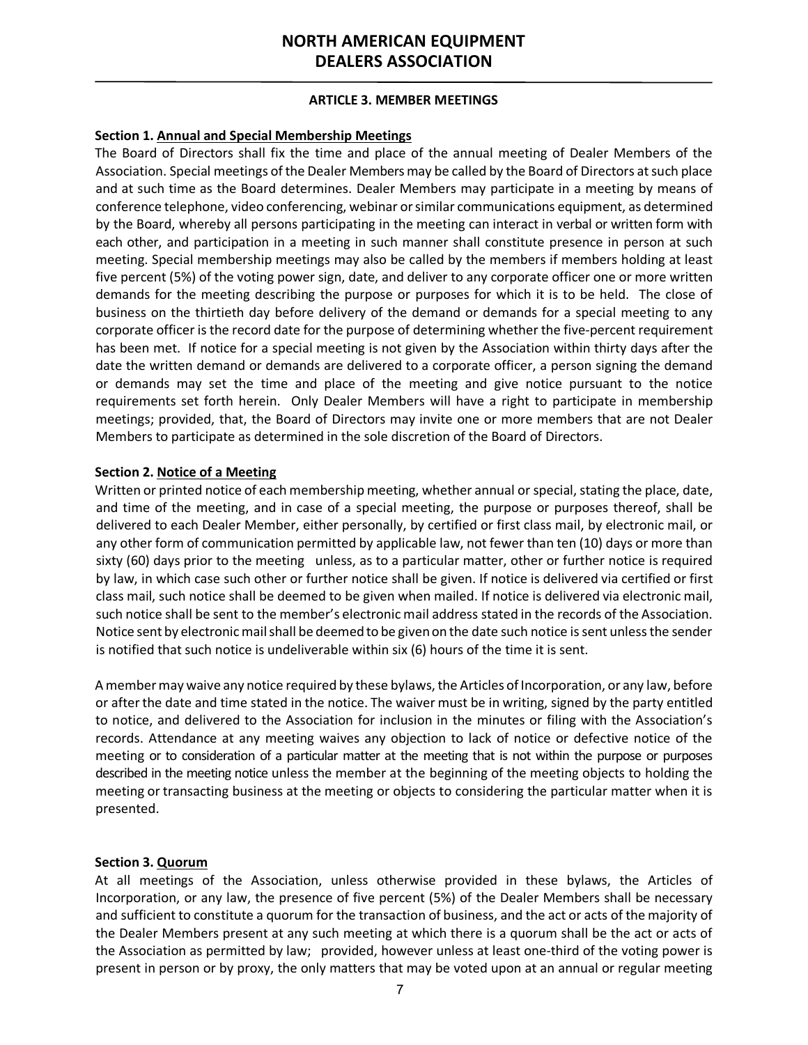### ARTICLE 3. MEMBER MEETINGS

**Section 1. Annual and Special Membership Meetings**
The Board of Directors shall fix the time and place of the annual meeting of Dealer Members of the Association. Special meetings of the Dealer Members may be called by the Board of Directors at such place and at such time as the Board determines. Dealer Members may participate in a meeting by means of conference telephone, video conferencing, webinar or similar communications equipment, as determined by the Board, whereby all persons participating in the meeting can interact in verbal or written form with each other, and participation in a meeting in such manner shall constitute presence in person at such meeting. Special membership meetings may also be called by the members if members holding at least five percent (5%) of the voting power sign, date, and deliver to any corporate officer one or more written demands for the meeting describing the purpose or purposes for which it is to be held. The close of business on the thirtieth day before delivery of the demand or demands for a special meeting to any corporate officer is the record date for the purpose of determining whether the five-percent requirement has been met. If notice for a special meeting is not given by the Association within thirty days after the date the written demand or demands are delivered to a corporate officer, a person signing the demand or demands may set the time and place of the meeting and give notice pursuant to the notice requirements set forth herein. Only Dealer Members will have a right to participate in membership meetings; provided, that, the Board of Directors may invite one or more members that are not Dealer Members to participate as determined in the sole discretion of the Board of Directors.

**Section 2. Notice of a Meeting**
Written or printed notice of each membership meeting, whether annual or special, stating the place, date, and time of the meeting, and in case of a special meeting, the purpose or purposes thereof, shall be delivered to each Dealer Member, either personally, by certified or first class mail, by electronic mail, or any other form of communication permitted by applicable law, not fewer than ten (10) days or more than sixty (60) days prior to the meeting unless, as to a particular matter, other or further notice is required by law, in which case such other or further notice shall be given. If notice is delivered via certified or first class mail, such notice shall be deemed to be given when mailed. If notice is delivered via electronic mail, such notice shall be sent to the member's electronic mail address stated in the records of the Association. Notice sent by electronic mail shall be deemed to be given on the date such notice is sent unless the sender is notified that such notice is undeliverable within six (6) hours of the time it is sent.

A member may waive any notice required by these bylaws, the Articles of Incorporation, or any law, before or after the date and time stated in the notice. The waiver must be in writing, signed by the party entitled to notice, and delivered to the Association for inclusion in the minutes or filing with the Association's records. Attendance at any meeting waives any objection to lack of notice or defective notice of the meeting or to consideration of a particular matter at the meeting that is not within the purpose or purposes described in the meeting notice unless the member at the beginning of the meeting objects to holding the meeting or transacting business at the meeting or objects to considering the particular matter when it is presented.

**Section 3. Quorum**
At all meetings of the Association, unless otherwise provided in these bylaws, the Articles of Incorporation, or any law, the presence of five percent (5%) of the Dealer Members shall be necessary and sufficient to constitute a quorum for the transaction of business, and the act or acts of the majority of the Dealer Members present at any such meeting at which there is a quorum shall be the act or acts of the Association as permitted by law; provided, however unless at least one-third of the voting power is present in person or by proxy, the only matters that may be voted upon at an annual or regular meeting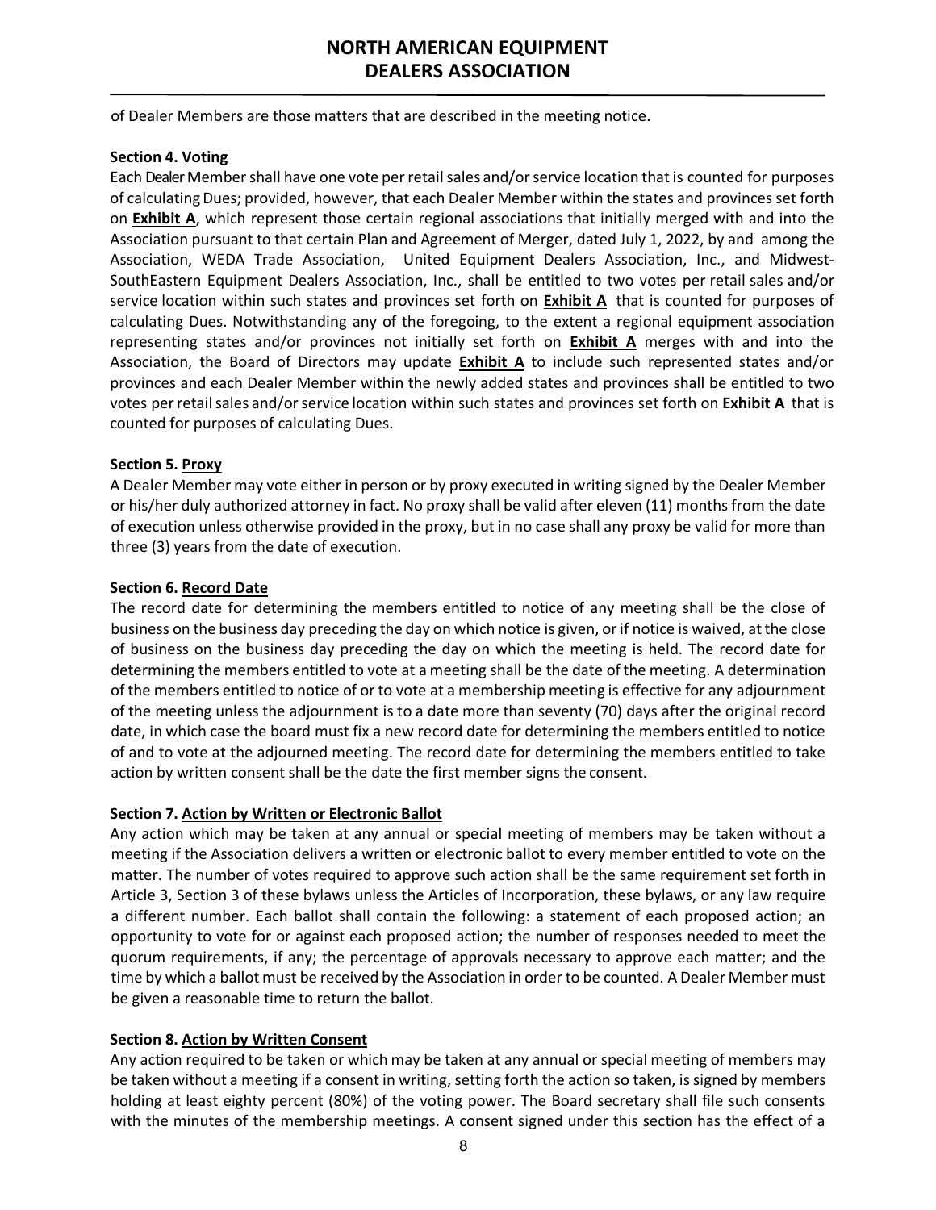of Dealer Members are those matters that are described in the meeting notice.

**Section 4. Voting**

Each Dealer Member shall have one vote per retail sales and/or service location that is counted for purposes of calculating Dues; provided, however, that each Dealer Member within the states and provinces set forth on **Exhibit A**, which represent those certain regional associations that initially merged with and into the Association pursuant to that certain Plan and Agreement of Merger, dated July 1, 2022, by and among the Association, WEDA Trade Association, United Equipment Dealers Association, Inc., and Midwest-SouthEastern Equipment Dealers Association, Inc., shall be entitled to two votes per retail sales and/or service location within such states and provinces set forth on **Exhibit A** that is counted for purposes of calculating Dues. Notwithstanding any of the foregoing, to the extent a regional equipment association representing states and/or provinces not initially set forth on **Exhibit A** merges with and into the Association, the Board of Directors may update **Exhibit A** to include such represented states and/or provinces and each Dealer Member within the newly added states and provinces shall be entitled to two votes per retail sales and/or service location within such states and provinces set forth on **Exhibit A** that is counted for purposes of calculating Dues.

**Section 5. Proxy**

A Dealer Member may vote either in person or by proxy executed in writing signed by the Dealer Member or his/her duly authorized attorney in fact. No proxy shall be valid after eleven (11) months from the date of execution unless otherwise provided in the proxy, but in no case shall any proxy be valid for more than three (3) years from the date of execution.

**Section 6. Record Date**

The record date for determining the members entitled to notice of any meeting shall be the close of business on the business day preceding the day on which notice is given, or if notice is waived, at the close of business on the business day preceding the day on which the meeting is held. The record date for determining the members entitled to vote at a meeting shall be the date of the meeting. A determination of the members entitled to notice of or to vote at a membership meeting is effective for any adjournment of the meeting unless the adjournment is to a date more than seventy (70) days after the original record date, in which case the board must fix a new record date for determining the members entitled to notice of and to vote at the adjourned meeting. The record date for determining the members entitled to take action by written consent shall be the date the first member signs the consent.

**Section 7. Action by Written or Electronic Ballot**

Any action which may be taken at any annual or special meeting of members may be taken without a meeting if the Association delivers a written or electronic ballot to every member entitled to vote on the matter. The number of votes required to approve such action shall be the same requirement set forth in Article 3, Section 3 of these bylaws unless the Articles of Incorporation, these bylaws, or any law require a different number. Each ballot shall contain the following: a statement of each proposed action; an opportunity to vote for or against each proposed action; the number of responses needed to meet the quorum requirements, if any; the percentage of approvals necessary to approve each matter; and the time by which a ballot must be received by the Association in order to be counted. A Dealer Member must be given a reasonable time to return the ballot.

**Section 8. Action by Written Consent**

Any action required to be taken or which may be taken at any annual or special meeting of members may be taken without a meeting if a consent in writing, setting forth the action so taken, is signed by members holding at least eighty percent (80%) of the voting power. The Board secretary shall file such consents with the minutes of the membership meetings. A consent signed under this section has the effect of a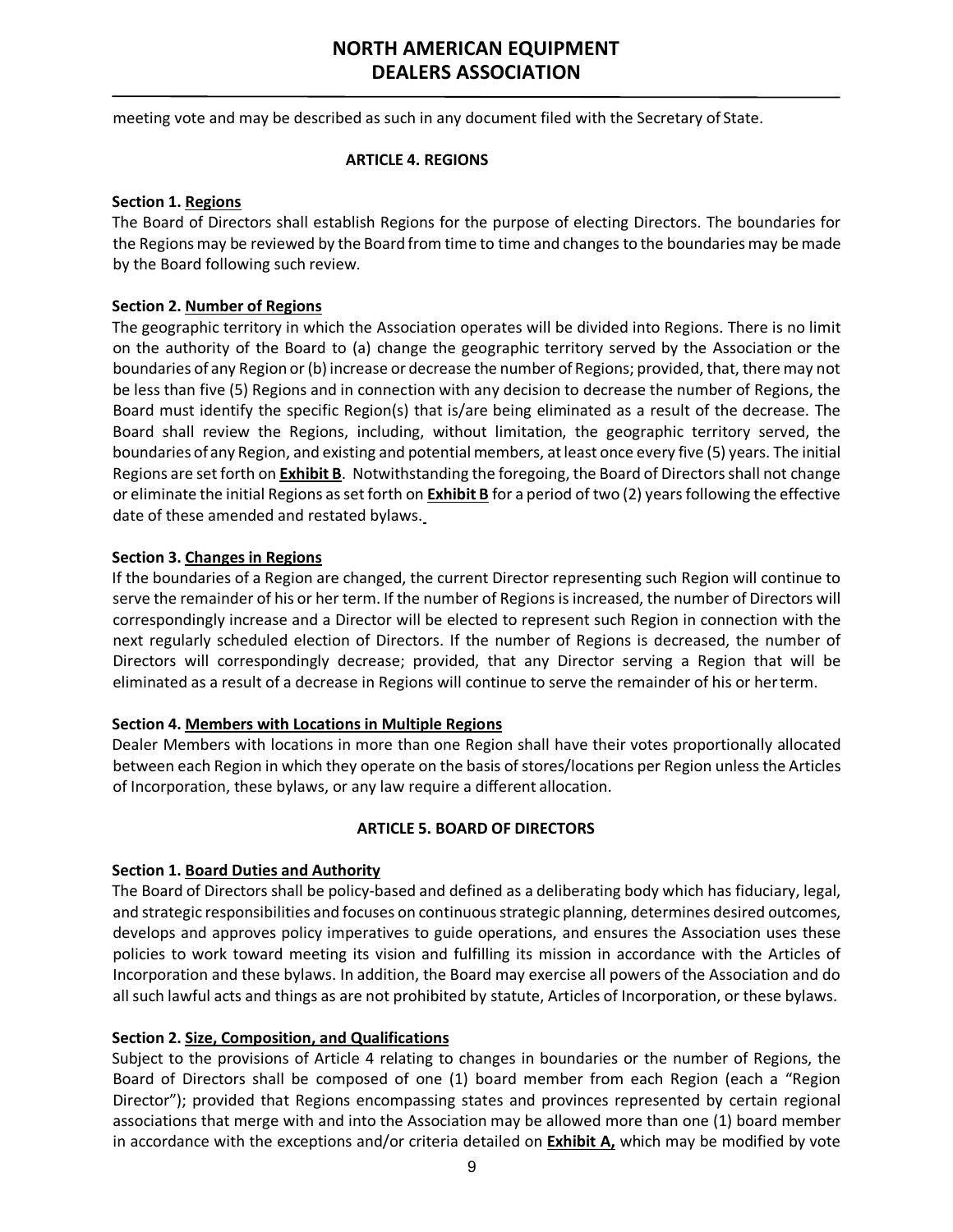meeting vote and may be described as such in any document filed with the Secretary of State.

## ARTICLE 4. REGIONS

**Section 1. Regions**
The Board of Directors shall establish Regions for the purpose of electing Directors. The boundaries for the Regions may be reviewed by the Board from time to time and changes to the boundaries may be made by the Board following such review.

**Section 2. Number of Regions**
The geographic territory in which the Association operates will be divided into Regions. There is no limit on the authority of the Board to (a) change the geographic territory served by the Association or the boundaries of any Region or (b) increase or decrease the number of Regions; provided, that, there may not be less than five (5) Regions and in connection with any decision to decrease the number of Regions, the Board must identify the specific Region(s) that is/are being eliminated as a result of the decrease. The Board shall review the Regions, including, without limitation, the geographic territory served, the boundaries of any Region, and existing and potential members, at least once every five (5) years. The initial Regions are set forth on **Exhibit B**. Notwithstanding the foregoing, the Board of Directors shall not change or eliminate the initial Regions as set forth on **Exhibit B** for a period of two (2) years following the effective date of these amended and restated bylaws.

**Section 3. Changes in Regions**
If the boundaries of a Region are changed, the current Director representing such Region will continue to serve the remainder of his or her term. If the number of Regions is increased, the number of Directors will correspondingly increase and a Director will be elected to represent such Region in connection with the next regularly scheduled election of Directors. If the number of Regions is decreased, the number of Directors will correspondingly decrease; provided, that any Director serving a Region that will be eliminated as a result of a decrease in Regions will continue to serve the remainder of his or her term.

**Section 4. Members with Locations in Multiple Regions**
Dealer Members with locations in more than one Region shall have their votes proportionally allocated between each Region in which they operate on the basis of stores/locations per Region unless the Articles of Incorporation, these bylaws, or any law require a different allocation.

## ARTICLE 5. BOARD OF DIRECTORS

**Section 1. Board Duties and Authority**
The Board of Directors shall be policy-based and defined as a deliberating body which has fiduciary, legal, and strategic responsibilities and focuses on continuous strategic planning, determines desired outcomes, develops and approves policy imperatives to guide operations, and ensures the Association uses these policies to work toward meeting its vision and fulfilling its mission in accordance with the Articles of Incorporation and these bylaws. In addition, the Board may exercise all powers of the Association and do all such lawful acts and things as are not prohibited by statute, Articles of Incorporation, or these bylaws.

**Section 2. Size, Composition, and Qualifications**
Subject to the provisions of Article 4 relating to changes in boundaries or the number of Regions, the Board of Directors shall be composed of one (1) board member from each Region (each a "Region Director"); provided that Regions encompassing states and provinces represented by certain regional associations that merge with and into the Association may be allowed more than one (1) board member in accordance with the exceptions and/or criteria detailed on **Exhibit A,** which may be modified by vote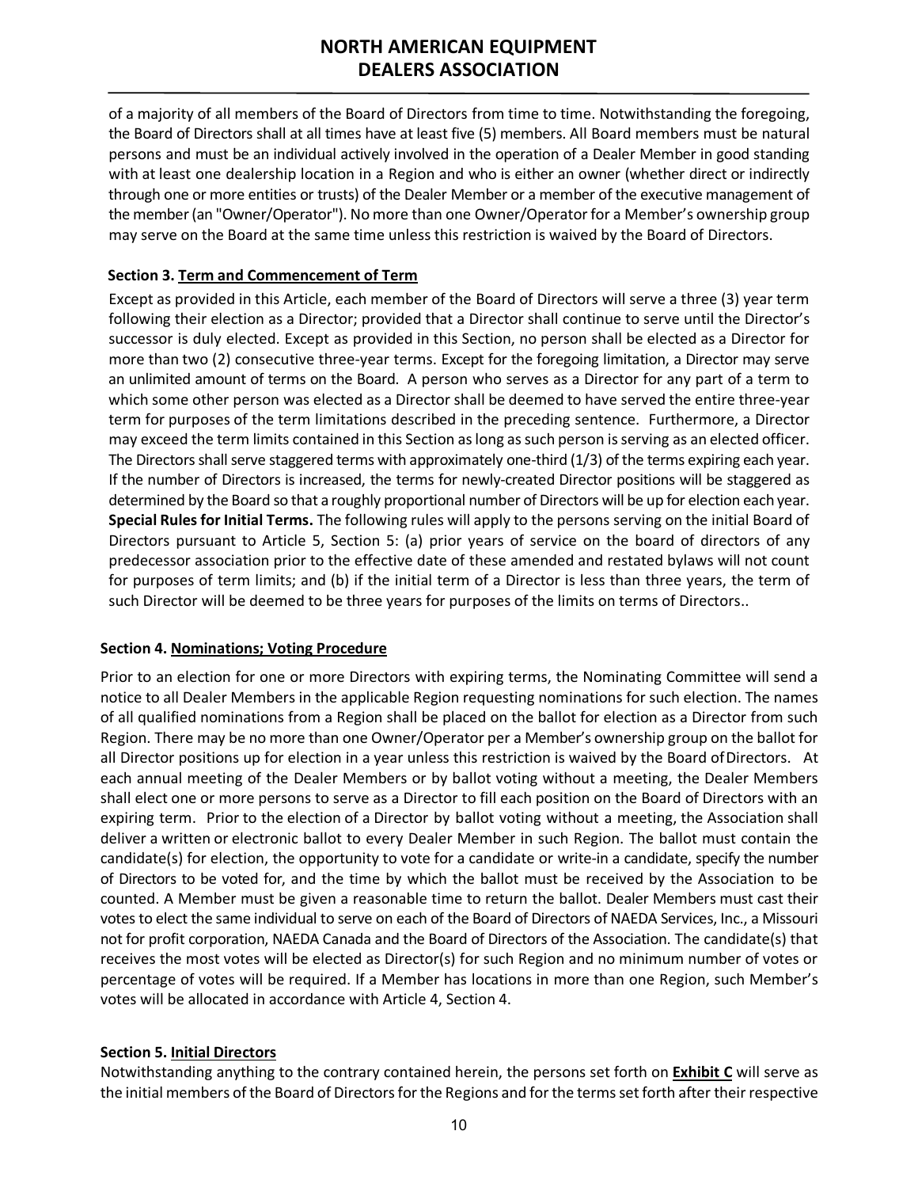of a majority of all members of the Board of Directors from time to time. Notwithstanding the foregoing, the Board of Directors shall at all times have at least five (5) members. All Board members must be natural persons and must be an individual actively involved in the operation of a Dealer Member in good standing with at least one dealership location in a Region and who is either an owner (whether direct or indirectly through one or more entities or trusts) of the Dealer Member or a member of the executive management of the member (an "Owner/Operator"). No more than one Owner/Operator for a Member's ownership group may serve on the Board at the same time unless this restriction is waived by the Board of Directors.

**Section 3. Term and Commencement of Term**

Except as provided in this Article, each member of the Board of Directors will serve a three (3) year term following their election as a Director; provided that a Director shall continue to serve until the Director's successor is duly elected. Except as provided in this Section, no person shall be elected as a Director for more than two (2) consecutive three-year terms. Except for the foregoing limitation, a Director may serve an unlimited amount of terms on the Board. A person who serves as a Director for any part of a term to which some other person was elected as a Director shall be deemed to have served the entire three-year term for purposes of the term limitations described in the preceding sentence. Furthermore, a Director may exceed the term limits contained in this Section as long as such person is serving as an elected officer. The Directors shall serve staggered terms with approximately one-third (1/3) of the terms expiring each year. If the number of Directors is increased, the terms for newly-created Director positions will be staggered as determined by the Board so that a roughly proportional number of Directors will be up for election each year. **Special Rules for Initial Terms.** The following rules will apply to the persons serving on the initial Board of Directors pursuant to Article 5, Section 5: (a) prior years of service on the board of directors of any predecessor association prior to the effective date of these amended and restated bylaws will not count for purposes of term limits; and (b) if the initial term of a Director is less than three years, the term of such Director will be deemed to be three years for purposes of the limits on terms of Directors..

**Section 4. Nominations; Voting Procedure**

Prior to an election for one or more Directors with expiring terms, the Nominating Committee will send a notice to all Dealer Members in the applicable Region requesting nominations for such election. The names of all qualified nominations from a Region shall be placed on the ballot for election as a Director from such Region. There may be no more than one Owner/Operator per a Member's ownership group on the ballot for all Director positions up for election in a year unless this restriction is waived by the Board of Directors. At each annual meeting of the Dealer Members or by ballot voting without a meeting, the Dealer Members shall elect one or more persons to serve as a Director to fill each position on the Board of Directors with an expiring term. Prior to the election of a Director by ballot voting without a meeting, the Association shall deliver a written or electronic ballot to every Dealer Member in such Region. The ballot must contain the candidate(s) for election, the opportunity to vote for a candidate or write-in a candidate, specify the number of Directors to be voted for, and the time by which the ballot must be received by the Association to be counted. A Member must be given a reasonable time to return the ballot. Dealer Members must cast their votes to elect the same individual to serve on each of the Board of Directors of NAEDA Services, Inc., a Missouri not for profit corporation, NAEDA Canada and the Board of Directors of the Association. The candidate(s) that receives the most votes will be elected as Director(s) for such Region and no minimum number of votes or percentage of votes will be required. If a Member has locations in more than one Region, such Member's votes will be allocated in accordance with Article 4, Section 4.

**Section 5. Initial Directors**

Notwithstanding anything to the contrary contained herein, the persons set forth on **Exhibit C** will serve as the initial members of the Board of Directors for the Regions and for the terms set forth after their respective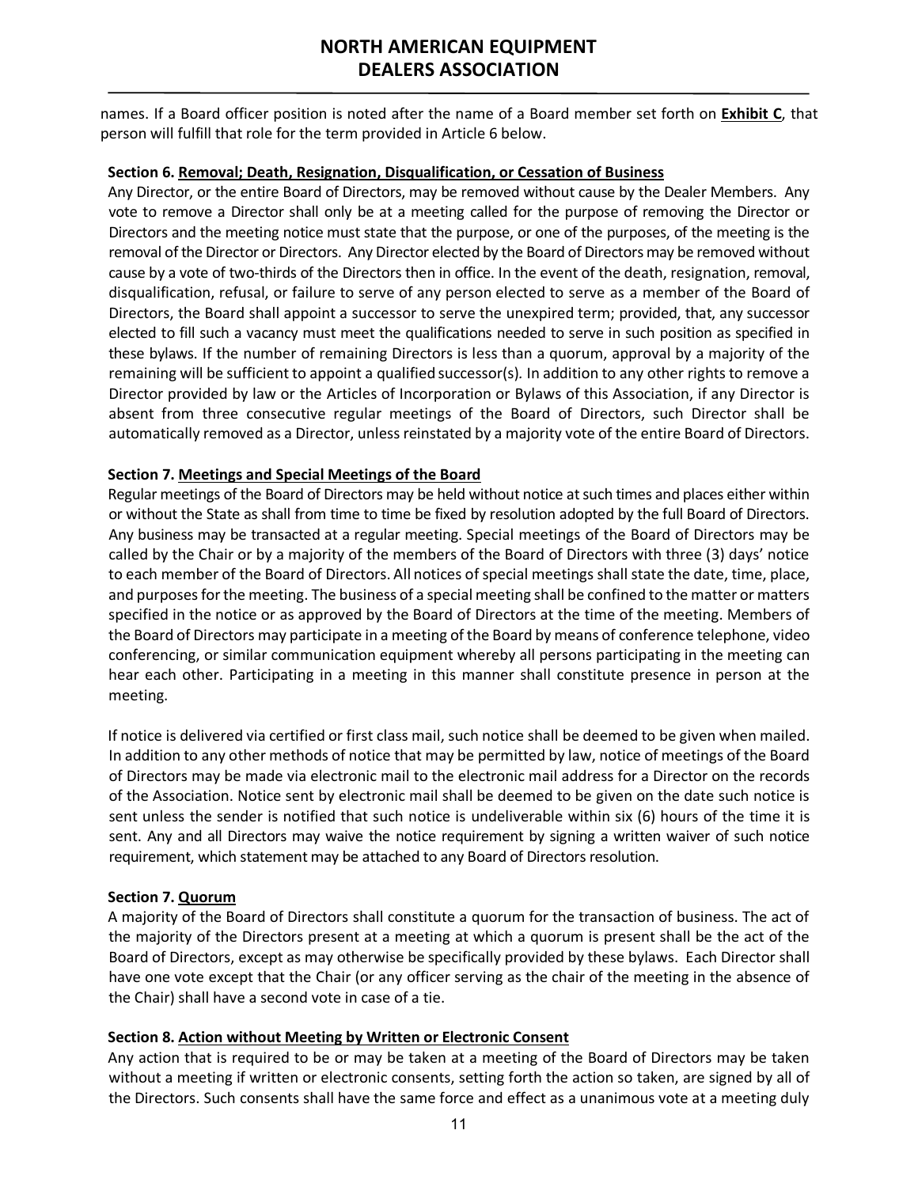names. If a Board officer position is noted after the name of a Board member set forth on **Exhibit C**, that person will fulfill that role for the term provided in Article 6 below.

**Section 6. Removal; Death, Resignation, Disqualification, or Cessation of Business**

Any Director, or the entire Board of Directors, may be removed without cause by the Dealer Members. Any vote to remove a Director shall only be at a meeting called for the purpose of removing the Director or Directors and the meeting notice must state that the purpose, or one of the purposes, of the meeting is the removal of the Director or Directors. Any Director elected by the Board of Directors may be removed without cause by a vote of two-thirds of the Directors then in office. In the event of the death, resignation, removal, disqualification, refusal, or failure to serve of any person elected to serve as a member of the Board of Directors, the Board shall appoint a successor to serve the unexpired term; provided, that, any successor elected to fill such a vacancy must meet the qualifications needed to serve in such position as specified in these bylaws. If the number of remaining Directors is less than a quorum, approval by a majority of the remaining will be sufficient to appoint a qualified successor(s). In addition to any other rights to remove a Director provided by law or the Articles of Incorporation or Bylaws of this Association, if any Director is absent from three consecutive regular meetings of the Board of Directors, such Director shall be automatically removed as a Director, unless reinstated by a majority vote of the entire Board of Directors.

**Section 7. Meetings and Special Meetings of the Board**

Regular meetings of the Board of Directors may be held without notice at such times and places either within or without the State as shall from time to time be fixed by resolution adopted by the full Board of Directors. Any business may be transacted at a regular meeting. Special meetings of the Board of Directors may be called by the Chair or by a majority of the members of the Board of Directors with three (3) days' notice to each member of the Board of Directors. All notices of special meetings shall state the date, time, place, and purposes for the meeting. The business of a special meeting shall be confined to the matter or matters specified in the notice or as approved by the Board of Directors at the time of the meeting. Members of the Board of Directors may participate in a meeting of the Board by means of conference telephone, video conferencing, or similar communication equipment whereby all persons participating in the meeting can hear each other. Participating in a meeting in this manner shall constitute presence in person at the meeting.

If notice is delivered via certified or first class mail, such notice shall be deemed to be given when mailed. In addition to any other methods of notice that may be permitted by law, notice of meetings of the Board of Directors may be made via electronic mail to the electronic mail address for a Director on the records of the Association. Notice sent by electronic mail shall be deemed to be given on the date such notice is sent unless the sender is notified that such notice is undeliverable within six (6) hours of the time it is sent. Any and all Directors may waive the notice requirement by signing a written waiver of such notice requirement, which statement may be attached to any Board of Directors resolution.

**Section 7. Quorum**

A majority of the Board of Directors shall constitute a quorum for the transaction of business. The act of the majority of the Directors present at a meeting at which a quorum is present shall be the act of the Board of Directors, except as may otherwise be specifically provided by these bylaws. Each Director shall have one vote except that the Chair (or any officer serving as the chair of the meeting in the absence of the Chair) shall have a second vote in case of a tie.

**Section 8. Action without Meeting by Written or Electronic Consent**

Any action that is required to be or may be taken at a meeting of the Board of Directors may be taken without a meeting if written or electronic consents, setting forth the action so taken, are signed by all of the Directors. Such consents shall have the same force and effect as a unanimous vote at a meeting duly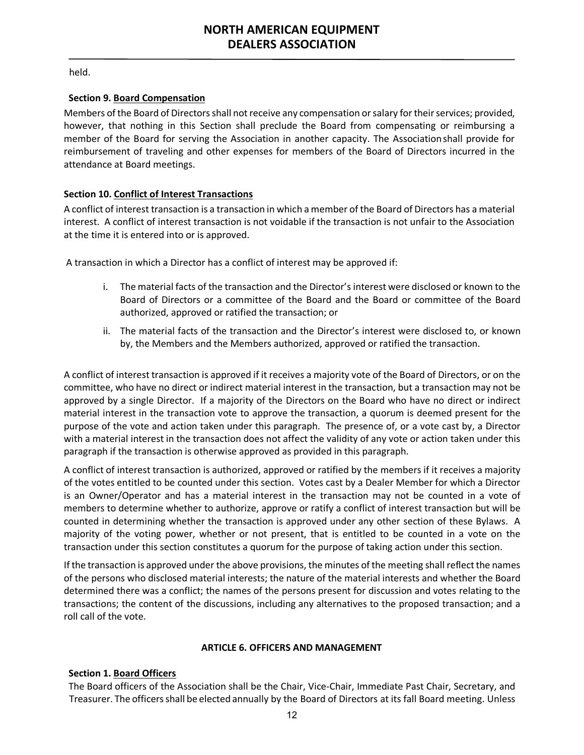held.

**Section 9. Board Compensation**

Members of the Board of Directors shall not receive any compensation or salary for their services; provided, however, that nothing in this Section shall preclude the Board from compensating or reimbursing a member of the Board for serving the Association in another capacity. The Association shall provide for reimbursement of traveling and other expenses for members of the Board of Directors incurred in the attendance at Board meetings.

**Section 10. Conflict of Interest Transactions**

A conflict of interest transaction is a transaction in which a member of the Board of Directors has a material interest. A conflict of interest transaction is not voidable if the transaction is not unfair to the Association at the time it is entered into or is approved.

A transaction in which a Director has a conflict of interest may be approved if:

i. The material facts of the transaction and the Director's interest were disclosed or known to the Board of Directors or a committee of the Board and the Board or committee of the Board authorized, approved or ratified the transaction; or

ii. The material facts of the transaction and the Director's interest were disclosed to, or known by, the Members and the Members authorized, approved or ratified the transaction.

A conflict of interest transaction is approved if it receives a majority vote of the Board of Directors, or on the committee, who have no direct or indirect material interest in the transaction, but a transaction may not be approved by a single Director. If a majority of the Directors on the Board who have no direct or indirect material interest in the transaction vote to approve the transaction, a quorum is deemed present for the purpose of the vote and action taken under this paragraph. The presence of, or a vote cast by, a Director with a material interest in the transaction does not affect the validity of any vote or action taken under this paragraph if the transaction is otherwise approved as provided in this paragraph.

A conflict of interest transaction is authorized, approved or ratified by the members if it receives a majority of the votes entitled to be counted under this section. Votes cast by a Dealer Member for which a Director is an Owner/Operator and has a material interest in the transaction may not be counted in a vote of members to determine whether to authorize, approve or ratify a conflict of interest transaction but will be counted in determining whether the transaction is approved under any other section of these Bylaws. A majority of the voting power, whether or not present, that is entitled to be counted in a vote on the transaction under this section constitutes a quorum for the purpose of taking action under this section.

If the transaction is approved under the above provisions, the minutes of the meeting shall reflect the names of the persons who disclosed material interests; the nature of the material interests and whether the Board determined there was a conflict; the names of the persons present for discussion and votes relating to the transactions; the content of the discussions, including any alternatives to the proposed transaction; and a roll call of the vote.

## ARTICLE 6. OFFICERS AND MANAGEMENT

**Section 1. Board Officers**

The Board officers of the Association shall be the Chair, Vice-Chair, Immediate Past Chair, Secretary, and Treasurer. The officers shall be elected annually by the Board of Directors at its fall Board meeting. Unless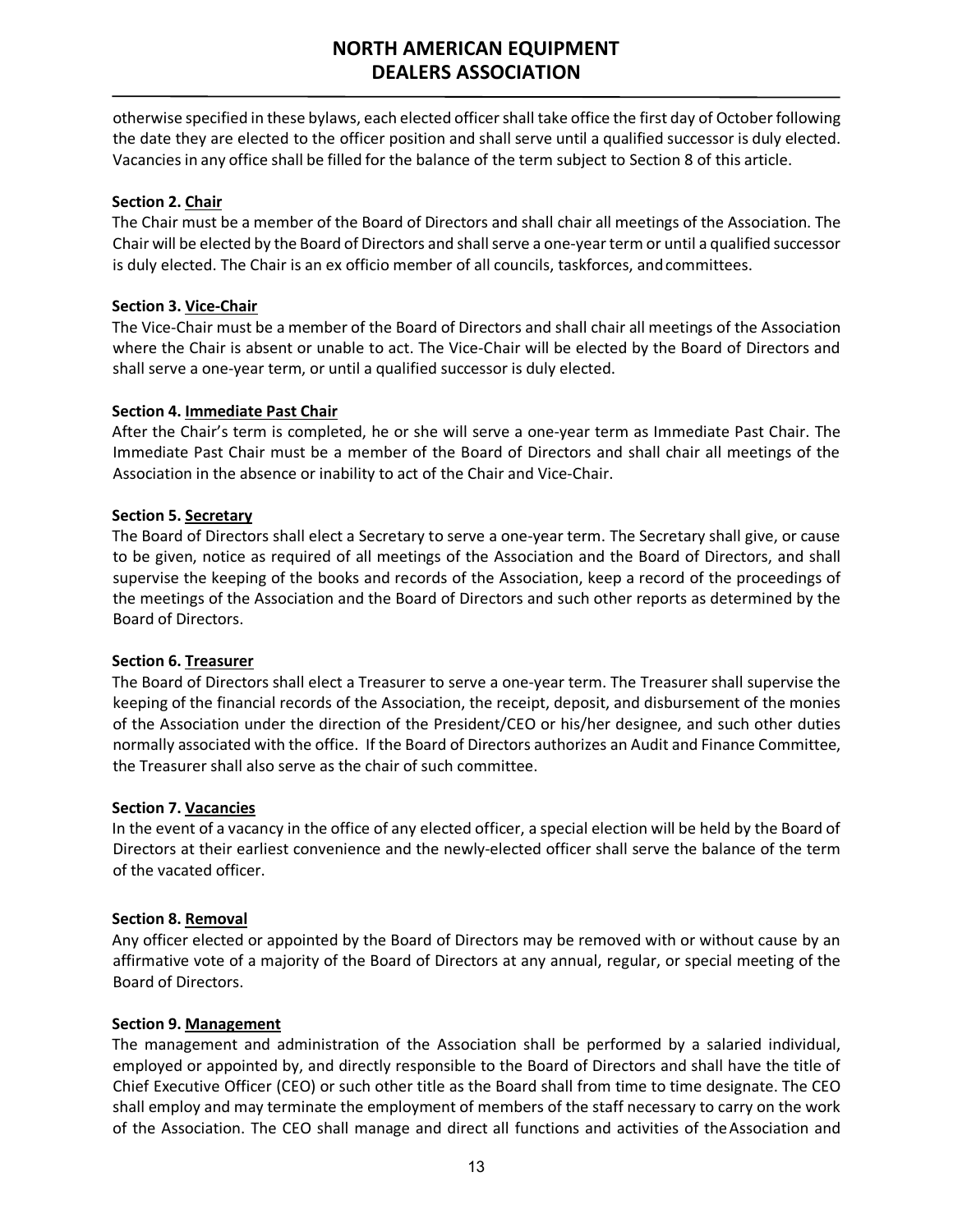otherwise specified in these bylaws, each elected officer shall take office the first day of October following the date they are elected to the officer position and shall serve until a qualified successor is duly elected. Vacancies in any office shall be filled for the balance of the term subject to Section 8 of this article.

**Section 2. Chair**

The Chair must be a member of the Board of Directors and shall chair all meetings of the Association. The Chair will be elected by the Board of Directors and shall serve a one-year term or until a qualified successor is duly elected. The Chair is an ex officio member of all councils, taskforces, and committees.

**Section 3. Vice-Chair**

The Vice-Chair must be a member of the Board of Directors and shall chair all meetings of the Association where the Chair is absent or unable to act. The Vice-Chair will be elected by the Board of Directors and shall serve a one-year term, or until a qualified successor is duly elected.

**Section 4. Immediate Past Chair**

After the Chair's term is completed, he or she will serve a one-year term as Immediate Past Chair. The Immediate Past Chair must be a member of the Board of Directors and shall chair all meetings of the Association in the absence or inability to act of the Chair and Vice-Chair.

**Section 5. Secretary**

The Board of Directors shall elect a Secretary to serve a one-year term. The Secretary shall give, or cause to be given, notice as required of all meetings of the Association and the Board of Directors, and shall supervise the keeping of the books and records of the Association, keep a record of the proceedings of the meetings of the Association and the Board of Directors and such other reports as determined by the Board of Directors.

**Section 6. Treasurer**

The Board of Directors shall elect a Treasurer to serve a one-year term. The Treasurer shall supervise the keeping of the financial records of the Association, the receipt, deposit, and disbursement of the monies of the Association under the direction of the President/CEO or his/her designee, and such other duties normally associated with the office. If the Board of Directors authorizes an Audit and Finance Committee, the Treasurer shall also serve as the chair of such committee.

**Section 7. Vacancies**

In the event of a vacancy in the office of any elected officer, a special election will be held by the Board of Directors at their earliest convenience and the newly-elected officer shall serve the balance of the term of the vacated officer.

**Section 8. Removal**

Any officer elected or appointed by the Board of Directors may be removed with or without cause by an affirmative vote of a majority of the Board of Directors at any annual, regular, or special meeting of the Board of Directors.

**Section 9. Management**

The management and administration of the Association shall be performed by a salaried individual, employed or appointed by, and directly responsible to the Board of Directors and shall have the title of Chief Executive Officer (CEO) or such other title as the Board shall from time to time designate. The CEO shall employ and may terminate the employment of members of the staff necessary to carry on the work of the Association. The CEO shall manage and direct all functions and activities of the Association and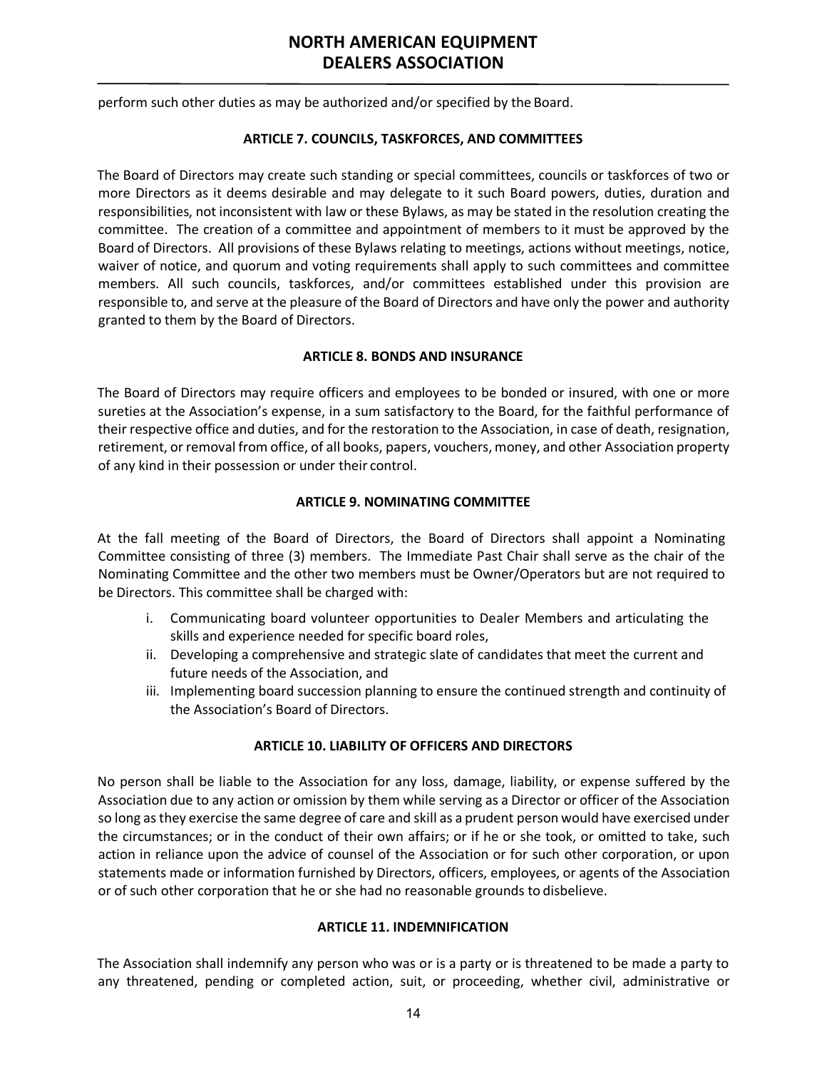perform such other duties as may be authorized and/or specified by the Board.

## ARTICLE 7. COUNCILS, TASKFORCES, AND COMMITTEES

The Board of Directors may create such standing or special committees, councils or taskforces of two or more Directors as it deems desirable and may delegate to it such Board powers, duties, duration and responsibilities, not inconsistent with law or these Bylaws, as may be stated in the resolution creating the committee. The creation of a committee and appointment of members to it must be approved by the Board of Directors. All provisions of these Bylaws relating to meetings, actions without meetings, notice, waiver of notice, and quorum and voting requirements shall apply to such committees and committee members. All such councils, taskforces, and/or committees established under this provision are responsible to, and serve at the pleasure of the Board of Directors and have only the power and authority granted to them by the Board of Directors.

## ARTICLE 8. BONDS AND INSURANCE

The Board of Directors may require officers and employees to be bonded or insured, with one or more sureties at the Association's expense, in a sum satisfactory to the Board, for the faithful performance of their respective office and duties, and for the restoration to the Association, in case of death, resignation, retirement, or removal from office, of all books, papers, vouchers, money, and other Association property of any kind in their possession or under their control.

## ARTICLE 9. NOMINATING COMMITTEE

At the fall meeting of the Board of Directors, the Board of Directors shall appoint a Nominating Committee consisting of three (3) members. The Immediate Past Chair shall serve as the chair of the Nominating Committee and the other two members must be Owner/Operators but are not required to be Directors. This committee shall be charged with:

i. Communicating board volunteer opportunities to Dealer Members and articulating the skills and experience needed for specific board roles,
ii. Developing a comprehensive and strategic slate of candidates that meet the current and future needs of the Association, and
iii. Implementing board succession planning to ensure the continued strength and continuity of the Association's Board of Directors.

## ARTICLE 10. LIABILITY OF OFFICERS AND DIRECTORS

No person shall be liable to the Association for any loss, damage, liability, or expense suffered by the Association due to any action or omission by them while serving as a Director or officer of the Association so long as they exercise the same degree of care and skill as a prudent person would have exercised under the circumstances; or in the conduct of their own affairs; or if he or she took, or omitted to take, such action in reliance upon the advice of counsel of the Association or for such other corporation, or upon statements made or information furnished by Directors, officers, employees, or agents of the Association or of such other corporation that he or she had no reasonable grounds to disbelieve.

## ARTICLE 11. INDEMNIFICATION

The Association shall indemnify any person who was or is a party or is threatened to be made a party to any threatened, pending or completed action, suit, or proceeding, whether civil, administrative or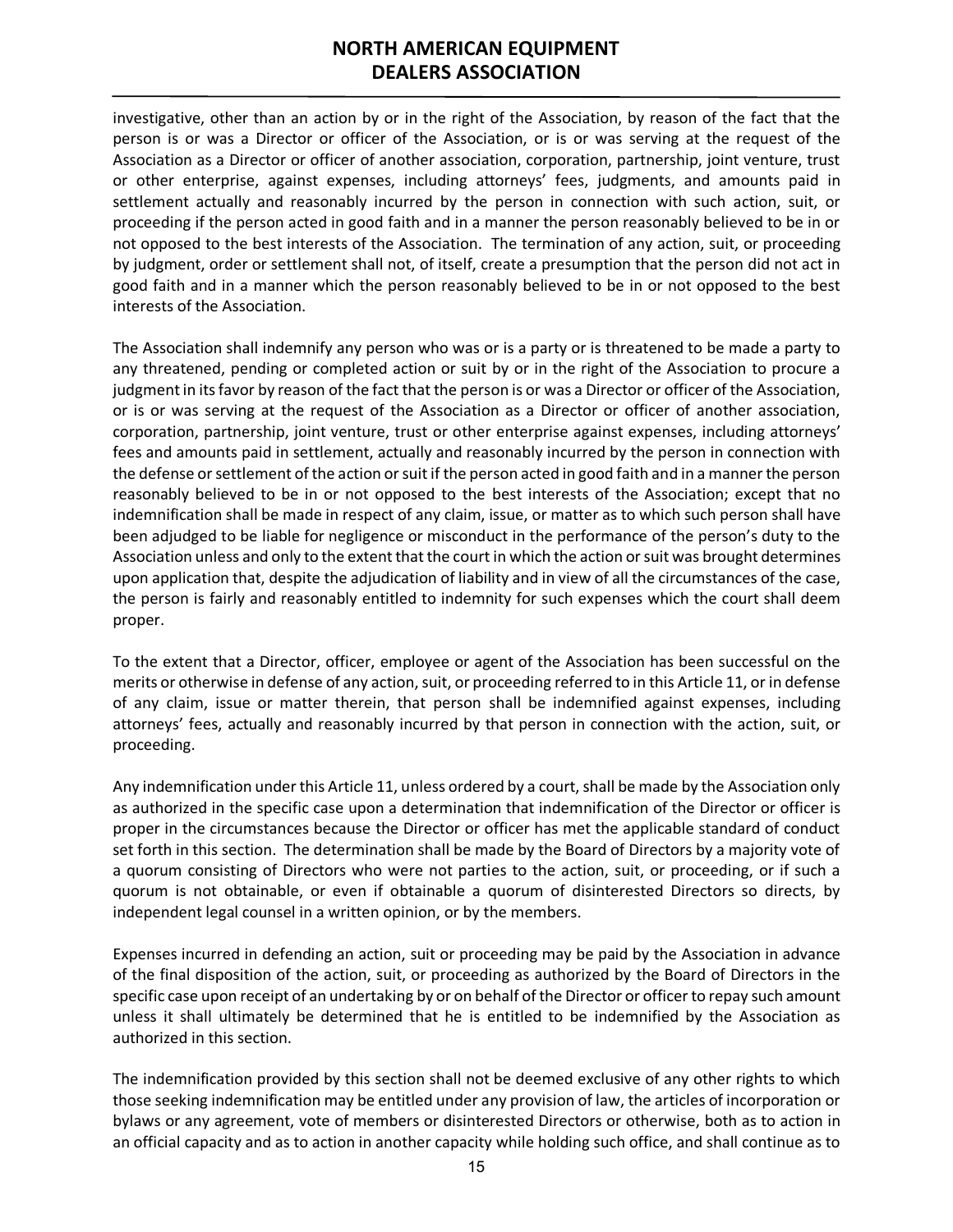investigative, other than an action by or in the right of the Association, by reason of the fact that the person is or was a Director or officer of the Association, or is or was serving at the request of the Association as a Director or officer of another association, corporation, partnership, joint venture, trust or other enterprise, against expenses, including attorneys' fees, judgments, and amounts paid in settlement actually and reasonably incurred by the person in connection with such action, suit, or proceeding if the person acted in good faith and in a manner the person reasonably believed to be in or not opposed to the best interests of the Association. The termination of any action, suit, or proceeding by judgment, order or settlement shall not, of itself, create a presumption that the person did not act in good faith and in a manner which the person reasonably believed to be in or not opposed to the best interests of the Association.

The Association shall indemnify any person who was or is a party or is threatened to be made a party to any threatened, pending or completed action or suit by or in the right of the Association to procure a judgment in its favor by reason of the fact that the person is or was a Director or officer of the Association, or is or was serving at the request of the Association as a Director or officer of another association, corporation, partnership, joint venture, trust or other enterprise against expenses, including attorneys' fees and amounts paid in settlement, actually and reasonably incurred by the person in connection with the defense or settlement of the action or suit if the person acted in good faith and in a manner the person reasonably believed to be in or not opposed to the best interests of the Association; except that no indemnification shall be made in respect of any claim, issue, or matter as to which such person shall have been adjudged to be liable for negligence or misconduct in the performance of the person's duty to the Association unless and only to the extent that the court in which the action or suit was brought determines upon application that, despite the adjudication of liability and in view of all the circumstances of the case, the person is fairly and reasonably entitled to indemnity for such expenses which the court shall deem proper.

To the extent that a Director, officer, employee or agent of the Association has been successful on the merits or otherwise in defense of any action, suit, or proceeding referred to in this Article 11, or in defense of any claim, issue or matter therein, that person shall be indemnified against expenses, including attorneys' fees, actually and reasonably incurred by that person in connection with the action, suit, or proceeding.

Any indemnification under this Article 11, unless ordered by a court, shall be made by the Association only as authorized in the specific case upon a determination that indemnification of the Director or officer is proper in the circumstances because the Director or officer has met the applicable standard of conduct set forth in this section. The determination shall be made by the Board of Directors by a majority vote of a quorum consisting of Directors who were not parties to the action, suit, or proceeding, or if such a quorum is not obtainable, or even if obtainable a quorum of disinterested Directors so directs, by independent legal counsel in a written opinion, or by the members.

Expenses incurred in defending an action, suit or proceeding may be paid by the Association in advance of the final disposition of the action, suit, or proceeding as authorized by the Board of Directors in the specific case upon receipt of an undertaking by or on behalf of the Director or officer to repay such amount unless it shall ultimately be determined that he is entitled to be indemnified by the Association as authorized in this section.

The indemnification provided by this section shall not be deemed exclusive of any other rights to which those seeking indemnification may be entitled under any provision of law, the articles of incorporation or bylaws or any agreement, vote of members or disinterested Directors or otherwise, both as to action in an official capacity and as to action in another capacity while holding such office, and shall continue as to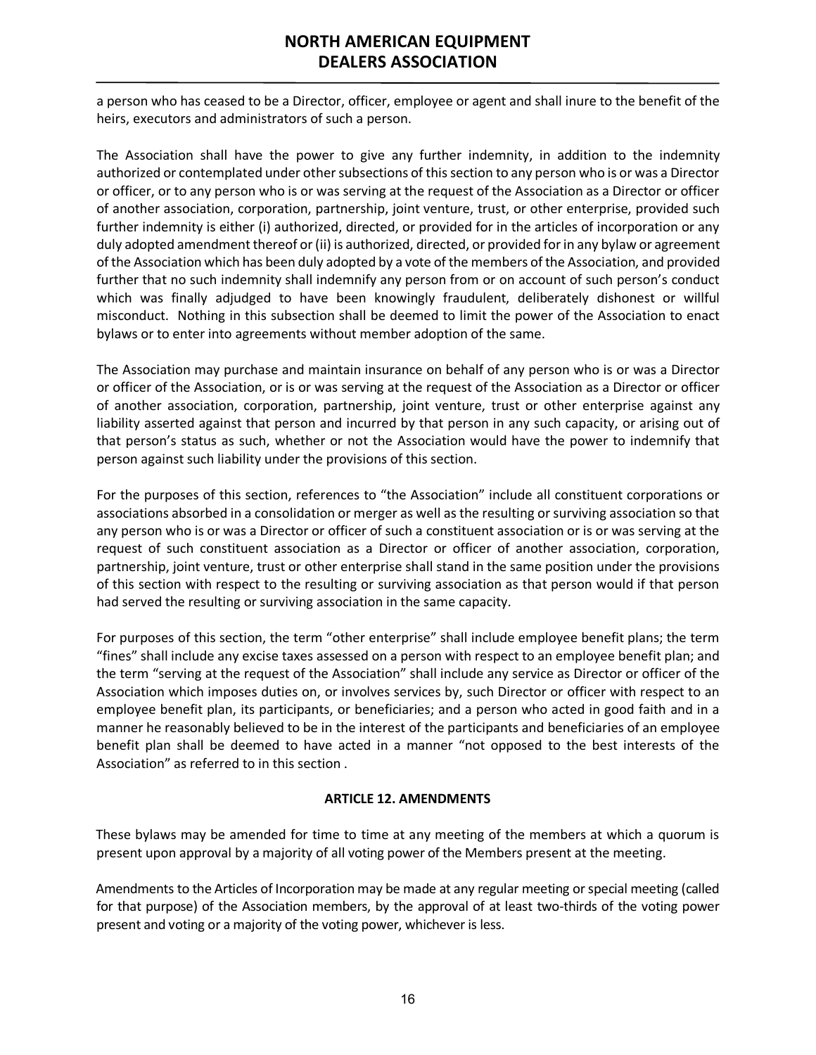a person who has ceased to be a Director, officer, employee or agent and shall inure to the benefit of the heirs, executors and administrators of such a person.

The Association shall have the power to give any further indemnity, in addition to the indemnity authorized or contemplated under other subsections of this section to any person who is or was a Director or officer, or to any person who is or was serving at the request of the Association as a Director or officer of another association, corporation, partnership, joint venture, trust, or other enterprise, provided such further indemnity is either (i) authorized, directed, or provided for in the articles of incorporation or any duly adopted amendment thereof or (ii) is authorized, directed, or provided for in any bylaw or agreement of the Association which has been duly adopted by a vote of the members of the Association, and provided further that no such indemnity shall indemnify any person from or on account of such person's conduct which was finally adjudged to have been knowingly fraudulent, deliberately dishonest or willful misconduct. Nothing in this subsection shall be deemed to limit the power of the Association to enact bylaws or to enter into agreements without member adoption of the same.

The Association may purchase and maintain insurance on behalf of any person who is or was a Director or officer of the Association, or is or was serving at the request of the Association as a Director or officer of another association, corporation, partnership, joint venture, trust or other enterprise against any liability asserted against that person and incurred by that person in any such capacity, or arising out of that person's status as such, whether or not the Association would have the power to indemnify that person against such liability under the provisions of this section.

For the purposes of this section, references to "the Association" include all constituent corporations or associations absorbed in a consolidation or merger as well as the resulting or surviving association so that any person who is or was a Director or officer of such a constituent association or is or was serving at the request of such constituent association as a Director or officer of another association, corporation, partnership, joint venture, trust or other enterprise shall stand in the same position under the provisions of this section with respect to the resulting or surviving association as that person would if that person had served the resulting or surviving association in the same capacity.

For purposes of this section, the term "other enterprise" shall include employee benefit plans; the term "fines" shall include any excise taxes assessed on a person with respect to an employee benefit plan; and the term "serving at the request of the Association" shall include any service as Director or officer of the Association which imposes duties on, or involves services by, such Director or officer with respect to an employee benefit plan, its participants, or beneficiaries; and a person who acted in good faith and in a manner he reasonably believed to be in the interest of the participants and beneficiaries of an employee benefit plan shall be deemed to have acted in a manner "not opposed to the best interests of the Association" as referred to in this section .

## ARTICLE 12. AMENDMENTS

These bylaws may be amended for time to time at any meeting of the members at which a quorum is present upon approval by a majority of all voting power of the Members present at the meeting.

Amendments to the Articles of Incorporation may be made at any regular meeting or special meeting (called for that purpose) of the Association members, by the approval of at least two-thirds of the voting power present and voting or a majority of the voting power, whichever is less.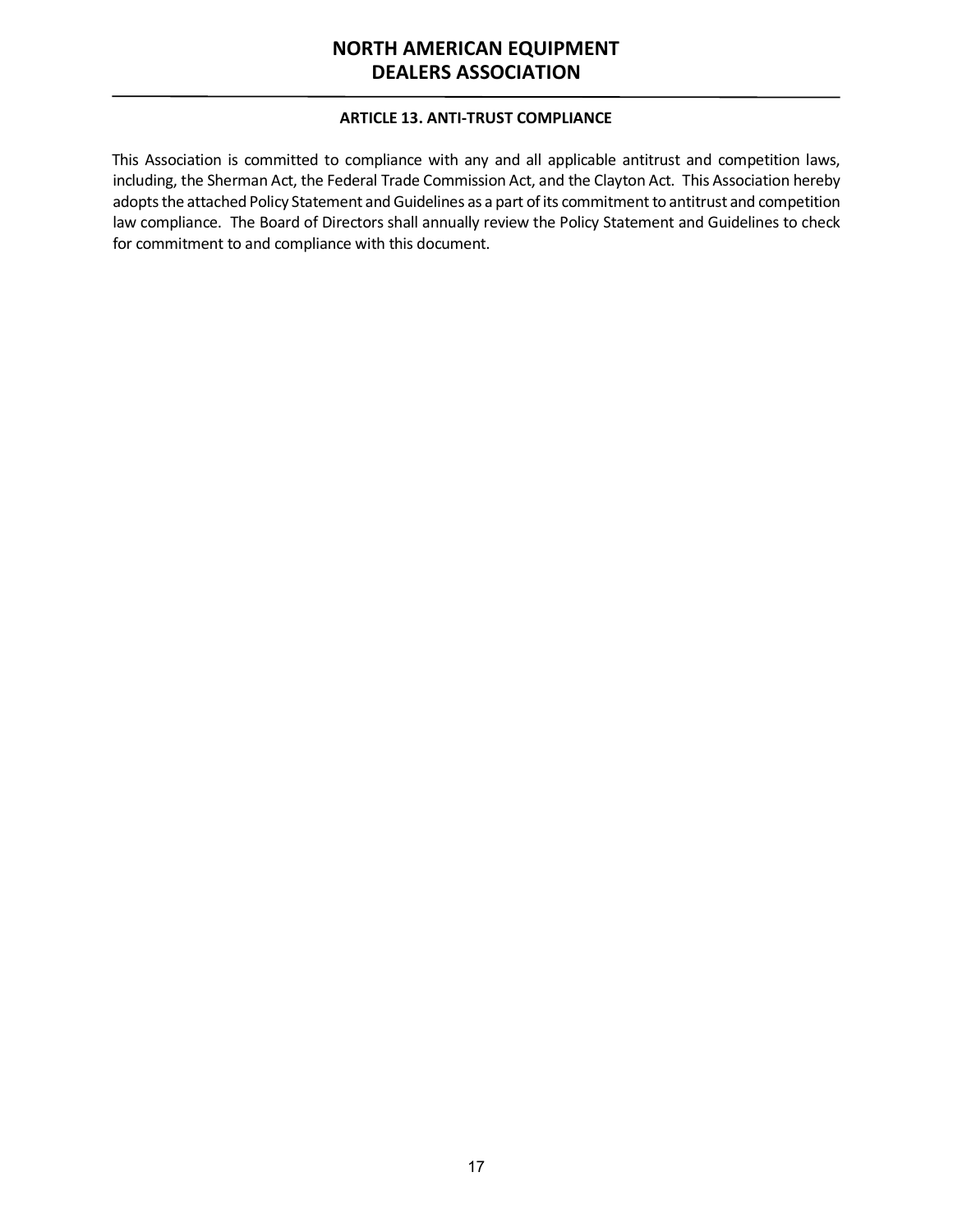### ARTICLE 13. ANTI-TRUST COMPLIANCE

This Association is committed to compliance with any and all applicable antitrust and competition laws, including, the Sherman Act, the Federal Trade Commission Act, and the Clayton Act. This Association hereby adopts the attached Policy Statement and Guidelines as a part of its commitment to antitrust and competition law compliance. The Board of Directors shall annually review the Policy Statement and Guidelines to check for commitment to and compliance with this document.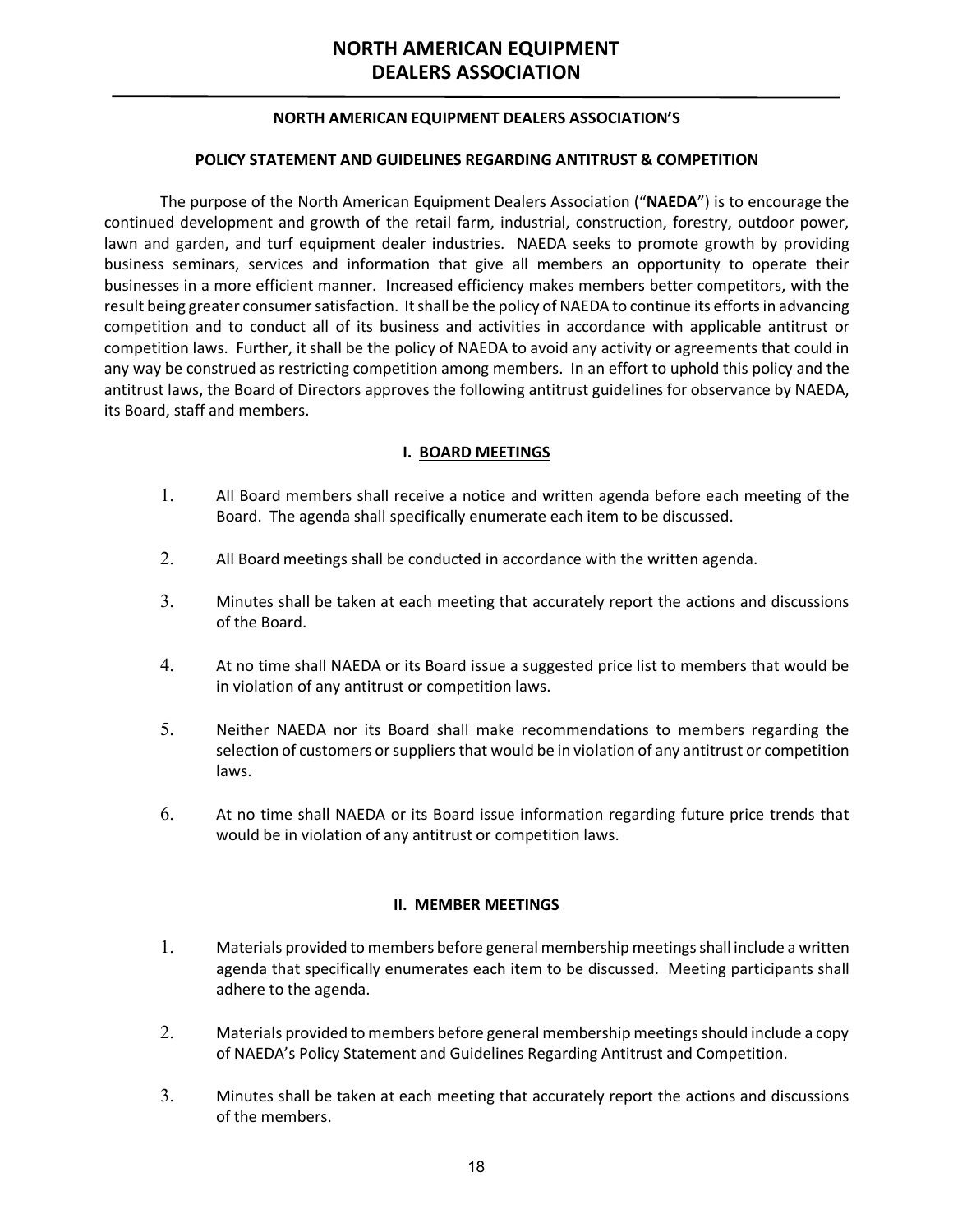# NORTH AMERICAN EQUIPMENT DEALERS ASSOCIATION

## NORTH AMERICAN EQUIPMENT DEALERS ASSOCIATION'S

## POLICY STATEMENT AND GUIDELINES REGARDING ANTITRUST & COMPETITION

The purpose of the North American Equipment Dealers Association ("**NAEDA**") is to encourage the continued development and growth of the retail farm, industrial, construction, forestry, outdoor power, lawn and garden, and turf equipment dealer industries. NAEDA seeks to promote growth by providing business seminars, services and information that give all members an opportunity to operate their businesses in a more efficient manner. Increased efficiency makes members better competitors, with the result being greater consumer satisfaction. It shall be the policy of NAEDA to continue its efforts in advancing competition and to conduct all of its business and activities in accordance with applicable antitrust or competition laws. Further, it shall be the policy of NAEDA to avoid any activity or agreements that could in any way be construed as restricting competition among members. In an effort to uphold this policy and the antitrust laws, the Board of Directors approves the following antitrust guidelines for observance by NAEDA, its Board, staff and members.

### I. BOARD MEETINGS

1. All Board members shall receive a notice and written agenda before each meeting of the Board. The agenda shall specifically enumerate each item to be discussed.
2. All Board meetings shall be conducted in accordance with the written agenda.
3. Minutes shall be taken at each meeting that accurately report the actions and discussions of the Board.
4. At no time shall NAEDA or its Board issue a suggested price list to members that would be in violation of any antitrust or competition laws.
5. Neither NAEDA nor its Board shall make recommendations to members regarding the selection of customers or suppliers that would be in violation of any antitrust or competition laws.
6. At no time shall NAEDA or its Board issue information regarding future price trends that would be in violation of any antitrust or competition laws.

### II. MEMBER MEETINGS

1. Materials provided to members before general membership meetings shall include a written agenda that specifically enumerates each item to be discussed. Meeting participants shall adhere to the agenda.
2. Materials provided to members before general membership meetings should include a copy of NAEDA's Policy Statement and Guidelines Regarding Antitrust and Competition.
3. Minutes shall be taken at each meeting that accurately report the actions and discussions of the members.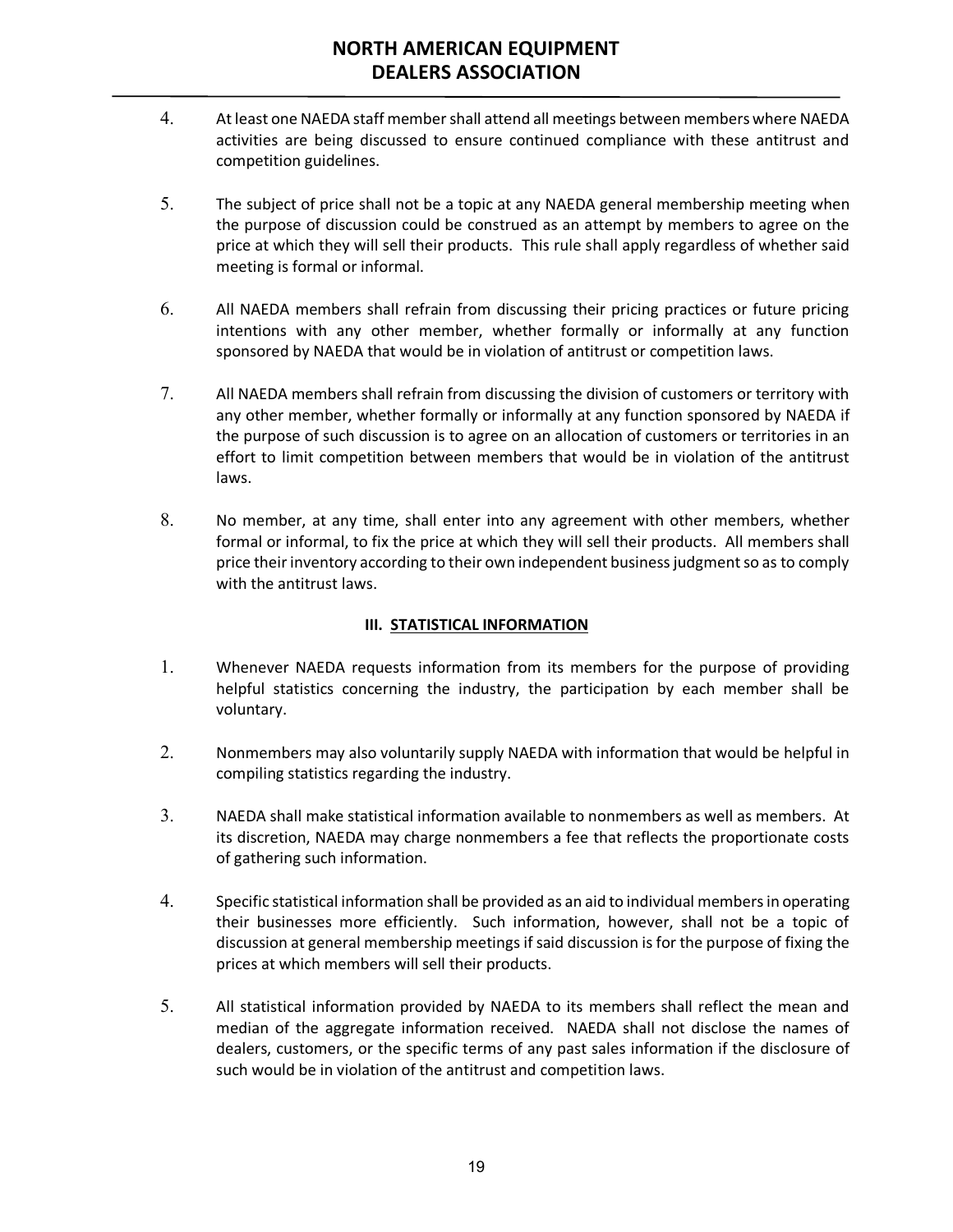4. At least one NAEDA staff member shall attend all meetings between members where NAEDA activities are being discussed to ensure continued compliance with these antitrust and competition guidelines.

5. The subject of price shall not be a topic at any NAEDA general membership meeting when the purpose of discussion could be construed as an attempt by members to agree on the price at which they will sell their products. This rule shall apply regardless of whether said meeting is formal or informal.

6. All NAEDA members shall refrain from discussing their pricing practices or future pricing intentions with any other member, whether formally or informally at any function sponsored by NAEDA that would be in violation of antitrust or competition laws.

7. All NAEDA members shall refrain from discussing the division of customers or territory with any other member, whether formally or informally at any function sponsored by NAEDA if the purpose of such discussion is to agree on an allocation of customers or territories in an effort to limit competition between members that would be in violation of the antitrust laws.

8. No member, at any time, shall enter into any agreement with other members, whether formal or informal, to fix the price at which they will sell their products. All members shall price their inventory according to their own independent business judgment so as to comply with the antitrust laws.

### III. STATISTICAL INFORMATION

1. Whenever NAEDA requests information from its members for the purpose of providing helpful statistics concerning the industry, the participation by each member shall be voluntary.

2. Nonmembers may also voluntarily supply NAEDA with information that would be helpful in compiling statistics regarding the industry.

3. NAEDA shall make statistical information available to nonmembers as well as members. At its discretion, NAEDA may charge nonmembers a fee that reflects the proportionate costs of gathering such information.

4. Specific statistical information shall be provided as an aid to individual members in operating their businesses more efficiently. Such information, however, shall not be a topic of discussion at general membership meetings if said discussion is for the purpose of fixing the prices at which members will sell their products.

5. All statistical information provided by NAEDA to its members shall reflect the mean and median of the aggregate information received. NAEDA shall not disclose the names of dealers, customers, or the specific terms of any past sales information if the disclosure of such would be in violation of the antitrust and competition laws.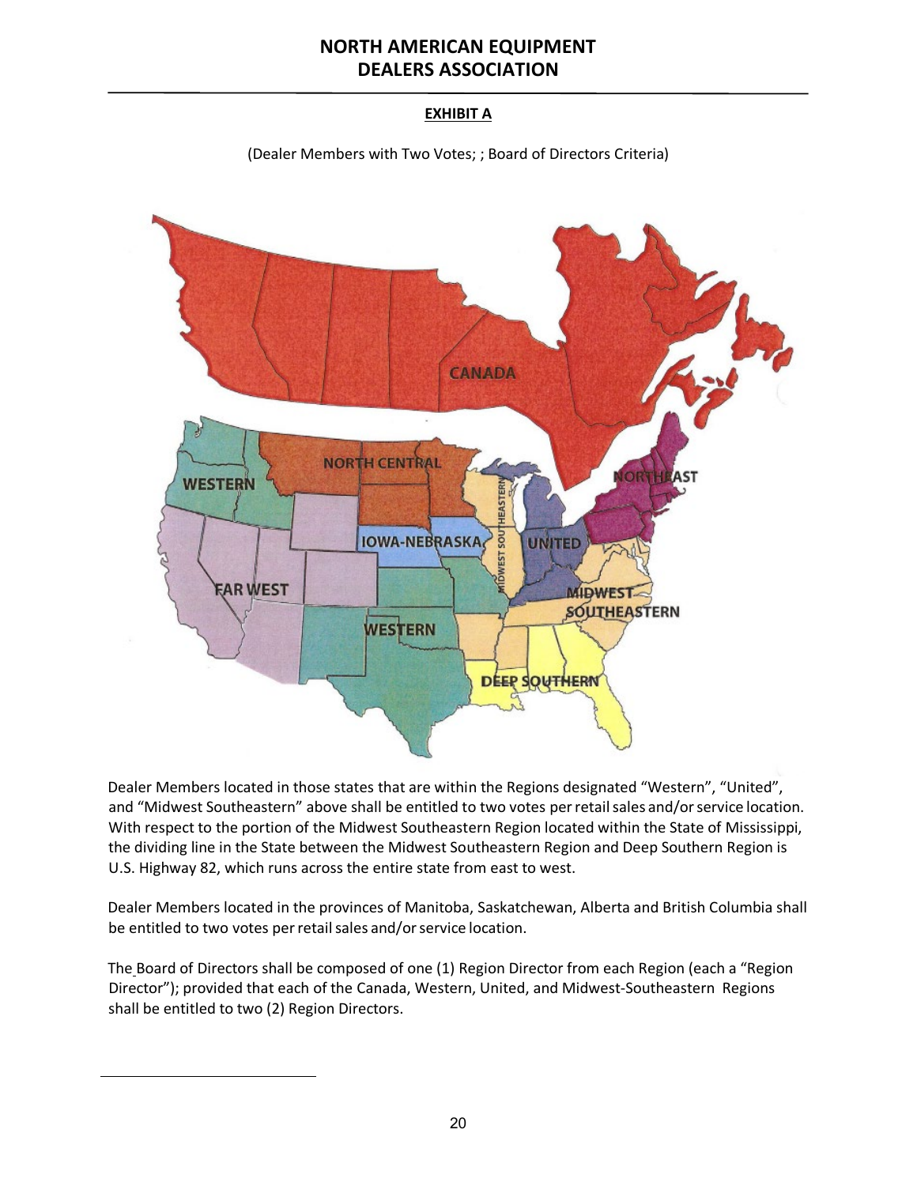# NORTH AMERICAN EQUIPMENT DEALERS ASSOCIATION

## EXHIBIT A

(Dealer Members with Two Votes; ; Board of Directors Criteria)

Dealer Members located in those states that are within the Regions designated "Western", "United", and "Midwest Southeastern" above shall be entitled to two votes per retail sales and/or service location. With respect to the portion of the Midwest Southeastern Region located within the State of Mississippi, the dividing line in the State between the Midwest Southeastern Region and Deep Southern Region is U.S. Highway 82, which runs across the entire state from east to west.

Dealer Members located in the provinces of Manitoba, Saskatchewan, Alberta and British Columbia shall be entitled to two votes per retail sales and/or service location.

The Board of Directors shall be composed of one (1) Region Director from each Region (each a "Region Director"); provided that each of the Canada, Western, United, and Midwest-Southeastern Regions shall be entitled to two (2) Region Directors.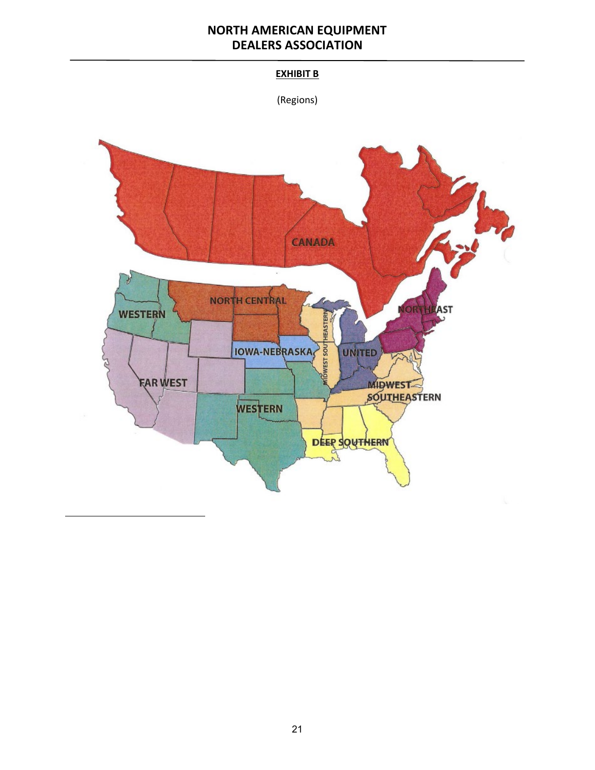# NORTH AMERICAN EQUIPMENT DEALERS ASSOCIATION

**EXHIBIT B**

(Regions)

CANADA

WESTERN

NORTH CENTRAL

NORTHEAST

IOWA-NEBRASKA

MIDWEST SOUTHEASTERN

UNITED

FAR WEST

MIDWEST SOUTHEASTERN

WESTERN

DEEP SOUTHERN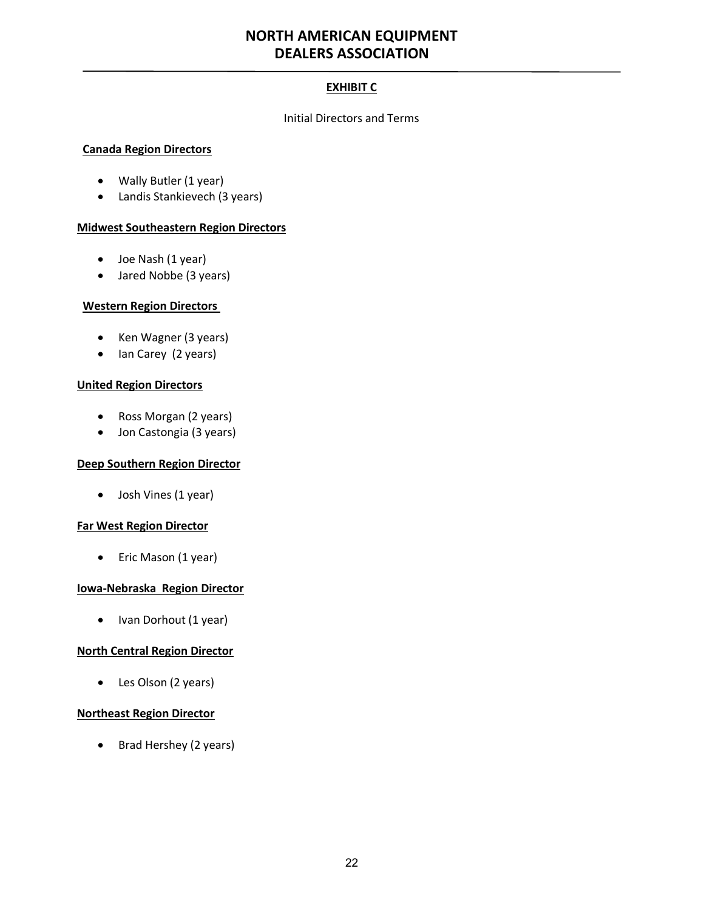# NORTH AMERICAN EQUIPMENT DEALERS ASSOCIATION

## EXHIBIT C

Initial Directors and Terms

**Canada Region Directors**

- Wally Butler (1 year)
- Landis Stankievech (3 years)

**Midwest Southeastern Region Directors**

- Joe Nash (1 year)
- Jared Nobbe (3 years)

**Western Region Directors**

- Ken Wagner (3 years)
- Ian Carey (2 years)

**United Region Directors**

- Ross Morgan (2 years)
- Jon Castongia (3 years)

**Deep Southern Region Director**

- Josh Vines (1 year)

**Far West Region Director**

- Eric Mason (1 year)

**Iowa-Nebraska Region Director**

- Ivan Dorhout (1 year)

**North Central Region Director**

- Les Olson (2 years)

**Northeast Region Director**

- Brad Hershey (2 years)